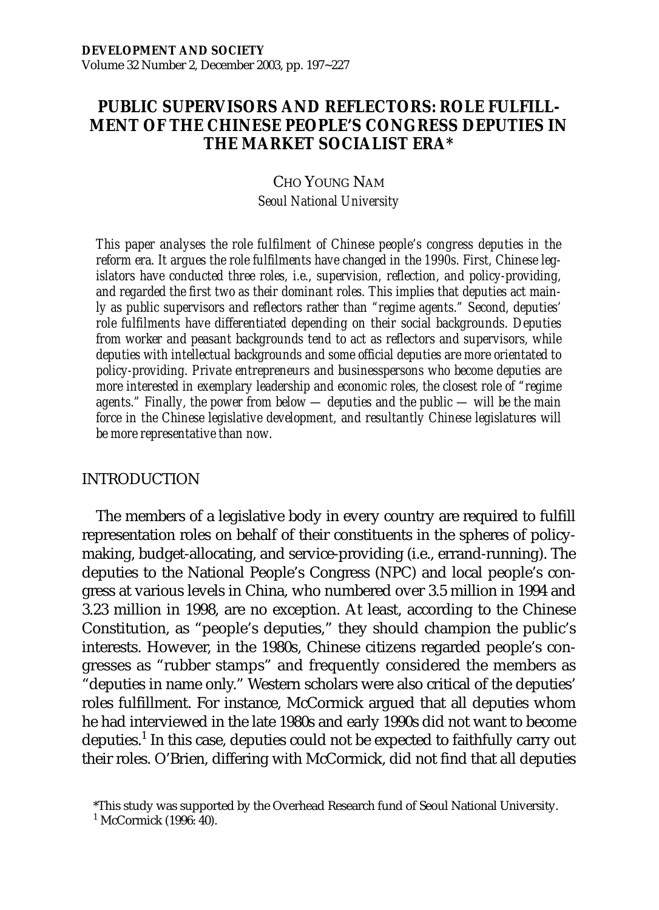# PUBLIC SUPERVISORS AND REFLECTORS: ROLE FULFILLMENT OF THE CHINESE PEOPLE'S CONGRESS DEPUTIES IN THE MARKET SOCIALIST ERA*

CHO YOUNG NAM

*Seoul National University*

*This paper analyses the role fulfilment of Chinese people's congress deputies in the reform era. It argues the role fulfilments have changed in the 1990s. First, Chinese legislators have conducted three roles, i.e., supervision, reflection, and policy-providing, and regarded the first two as their dominant roles. This implies that deputies act mainly as public supervisors and reflectors rather than "regime agents." Second, deputies' role fulfilments have differentiated depending on their social backgrounds. Deputies from worker and peasant backgrounds tend to act as reflectors and supervisors, while deputies with intellectual backgrounds and some official deputies are more orientated to policy-providing. Private entrepreneurs and businesspersons who become deputies are more interested in exemplary leadership and economic roles, the closest role of "regime agents." Finally, the power from below — deputies and the public — will be the main force in the Chinese legislative development, and resultantly Chinese legislatures will be more representative than now.*

## INTRODUCTION

The members of a legislative body in every country are required to fulfill representation roles on behalf of their constituents in the spheres of policy-making, budget-allocating, and service-providing (i.e., errand-running). The deputies to the National People's Congress (NPC) and local people's congress at various levels in China, who numbered over 3.5 million in 1994 and 3.23 million in 1998, are no exception. At least, according to the Chinese Constitution, as "people's deputies," they should champion the public's interests. However, in the 1980s, Chinese citizens regarded people's congresses as "rubber stamps" and frequently considered the members as "deputies in name only." Western scholars were also critical of the deputies' roles fulfillment. For instance, McCormick argued that all deputies whom he had interviewed in the late 1980s and early 1990s did not want to become deputies.[1] In this case, deputies could not be expected to faithfully carry out their roles. O'Brien, differing with McCormick, did not find that all deputies

*This study was supported by the Overhead Research fund of Seoul National University.

[1] McCormick (1996: 40).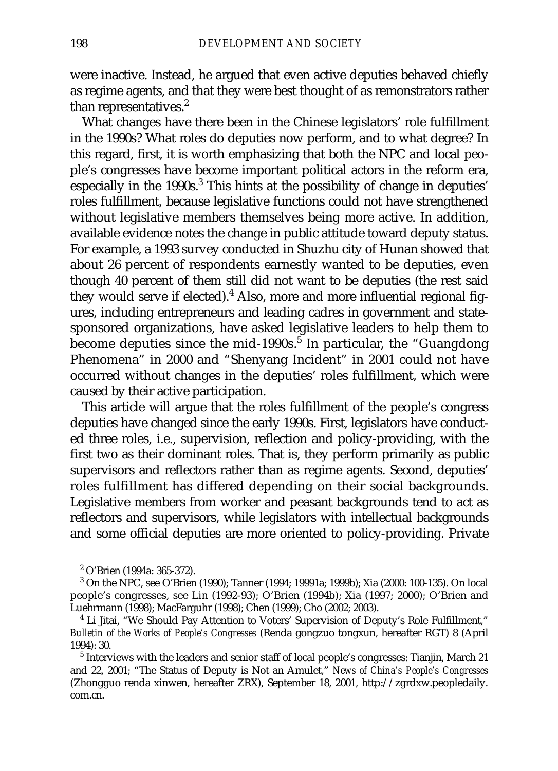were inactive. Instead, he argued that even active deputies behaved chiefly as regime agents, and that they were best thought of as remonstrators rather than representatives.[2]

What changes have there been in the Chinese legislators' role fulfillment in the 1990s? What roles do deputies now perform, and to what degree? In this regard, first, it is worth emphasizing that both the NPC and local people's congresses have become important political actors in the reform era, especially in the 1990s.[3] This hints at the possibility of change in deputies' roles fulfillment, because legislative functions could not have strengthened without legislative members themselves being more active. In addition, available evidence notes the change in public attitude toward deputy status. For example, a 1993 survey conducted in Shuzhu city of Hunan showed that about 26 percent of respondents earnestly wanted to be deputies, even though 40 percent of them still did not want to be deputies (the rest said they would serve if elected).[4] Also, more and more influential regional figures, including entrepreneurs and leading cadres in government and state-sponsored organizations, have asked legislative leaders to help them to become deputies since the mid-1990s.[5] In particular, the "Guangdong Phenomena" in 2000 and "Shenyang Incident" in 2001 could not have occurred without changes in the deputies' roles fulfillment, which were caused by their active participation.

This article will argue that the roles fulfillment of the people's congress deputies have changed since the early 1990s. First, legislators have conducted three roles, i.e., supervision, reflection and policy-providing, with the first two as their dominant roles. That is, they perform primarily as public supervisors and reflectors rather than as regime agents. Second, deputies' roles fulfillment has differed depending on their social backgrounds. Legislative members from worker and peasant backgrounds tend to act as reflectors and supervisors, while legislators with intellectual backgrounds and some official deputies are more oriented to policy-providing. Private

---

[2] O'Brien (1994a: 365-372).

[3] On the NPC, see O'Brien (1990); Tanner (1994; 19991a; 1999b); Xia (2000: 100-135). On local people's congresses, see Lin (1992-93); O'Brien (1994b); Xia (1997; 2000); O'Brien and Luehrmann (1998); MacFarguhr (1998); Chen (1999); Cho (2002; 2003).

[4] Li Jitai, "We Should Pay Attention to Voters' Supervision of Deputy's Role Fulfillment," *Bulletin of the Works of People's Congresses* (Renda gongzuo tongxun, hereafter RGT) 8 (April 1994): 30.

[5] Interviews with the leaders and senior staff of local people's congresses: Tianjin, March 21 and 22, 2001; "The Status of Deputy is Not an Amulet," *News of China's People's Congresses* (Zhongguo renda xinwen, hereafter ZRX), September 18, 2001, http://zgrdxw.peopledaily.com.cn.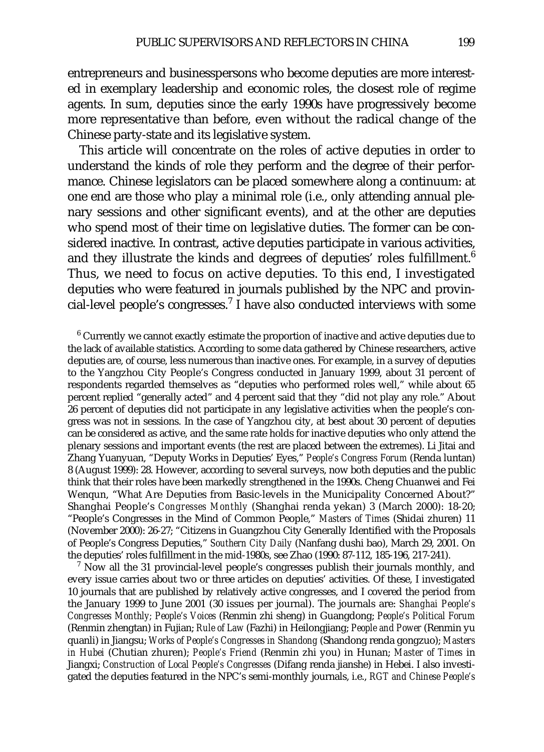entrepreneurs and businesspersons who become deputies are more interested in exemplary leadership and economic roles, the closest role of regime agents. In sum, deputies since the early 1990s have progressively become more representative than before, even without the radical change of the Chinese party-state and its legislative system.

This article will concentrate on the roles of active deputies in order to understand the kinds of role they perform and the degree of their performance. Chinese legislators can be placed somewhere along a continuum: at one end are those who play a minimal role (i.e., only attending annual plenary sessions and other significant events), and at the other are deputies who spend most of their time on legislative duties. The former can be considered inactive. In contrast, active deputies participate in various activities, and they illustrate the kinds and degrees of deputies' roles fulfillment.[6] Thus, we need to focus on active deputies. To this end, I investigated deputies who were featured in journals published by the NPC and provincial-level people's congresses.[7] I have also conducted interviews with some

[6] Currently we cannot exactly estimate the proportion of inactive and active deputies due to the lack of available statistics. According to some data gathered by Chinese researchers, active deputies are, of course, less numerous than inactive ones. For example, in a survey of deputies to the Yangzhou City People's Congress conducted in January 1999, about 31 percent of respondents regarded themselves as "deputies who performed roles well," while about 65 percent replied "generally acted" and 4 percent said that they "did not play any role." About 26 percent of deputies did not participate in any legislative activities when the people's congress was not in sessions. In the case of Yangzhou city, at best about 30 percent of deputies can be considered as active, and the same rate holds for inactive deputies who only attend the plenary sessions and important events (the rest are placed between the extremes). Li Jitai and Zhang Yuanyuan, "Deputy Works in Deputies' Eyes," *People's Congress Forum* (Renda luntan) 8 (August 1999): 28. However, according to several surveys, now both deputies and the public think that their roles have been markedly strengthened in the 1990s. Cheng Chuanwei and Fei Wenqun, "What Are Deputies from Basic-levels in the Municipality Concerned About?" Shanghai People's *Congresses Monthly* (Shanghai renda yekan) 3 (March 2000): 18-20; "People's Congresses in the Mind of Common People," *Masters of Times* (Shidai zhuren) 11 (November 2000): 26-27; "Citizens in Guangzhou City Generally Identified with the Proposals of People's Congress Deputies," *Southern City Daily* (Nanfang dushi bao), March 29, 2001. On the deputies' roles fulfillment in the mid-1980s, see Zhao (1990: 87-112, 185-196, 217-241).

[7] Now all the 31 provincial-level people's congresses publish their journals monthly, and every issue carries about two or three articles on deputies' activities. Of these, I investigated 10 journals that are published by relatively active congresses, and I covered the period from the January 1999 to June 2001 (30 issues per journal). The journals are: *Shanghai People's Congresses Monthly; People's Voices* (Renmin zhi sheng) in Guangdong; *People's Political Forum* (Renmin zhengtan) in Fujian; *Rule of Law* (Fazhi) in Heilongjiang; *People and Power* (Renmin yu quanli) in Jiangsu; *Works of People's Congresses in Shandong* (Shandong renda gongzuo); *Masters in Hubei* (Chutian zhuren); *People's Friend* (Renmin zhi you) in Hunan; *Master of Times* in Jiangxi; *Construction of Local People's Congresses* (Difang renda jianshe) in Hebei. I also investigated the deputies featured in the NPC's semi-monthly journals, i.e., *RGT and Chinese People's*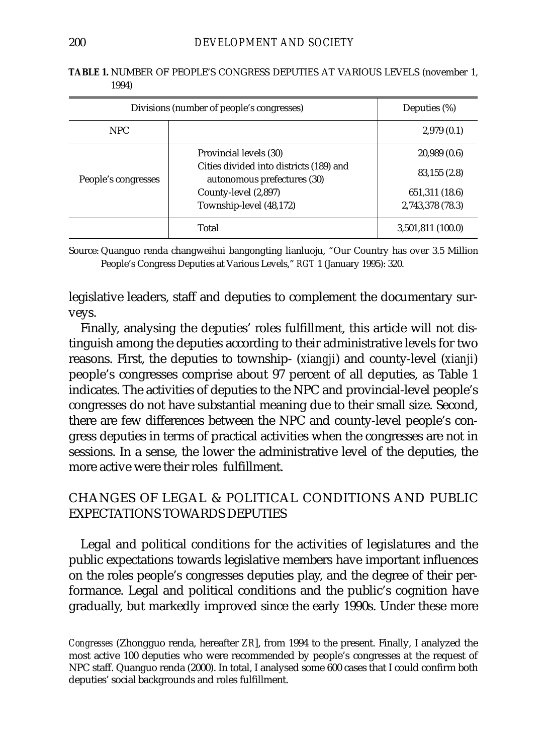**TABLE 1.** NUMBER OF PEOPLE'S CONGRESS DEPUTIES AT VARIOUS LEVELS (november 1, 1994)

| Divisions (number of people's congresses) | | Deputies (%) |
|---|---|---|
| NPC | | 2,979 (0.1) |
| People's congresses | Provincial levels (30) | 20,989 (0.6) |
| | Cities divided into districts (189) and autonomous prefectures (30) | 83,155 (2.8) |
| | County-level (2,897) | 651,311 (18.6) |
| | Township-level (48,172) | 2,743,378 (78.3) |
| | Total | 3,501,811 (100.0) |

Source: Quanguo renda changweihui bangongting lianluoju, "Our Country has over 3.5 Million People's Congress Deputies at Various Levels," *RGT* 1 (January 1995): 320.

legislative leaders, staff and deputies to complement the documentary surveys.

Finally, analysing the deputies' roles fulfillment, this article will not distinguish among the deputies according to their administrative levels for two reasons. First, the deputies to township- (*xiangji*) and county-level (*xianji*) people's congresses comprise about 97 percent of all deputies, as Table 1 indicates. The activities of deputies to the NPC and provincial-level people's congresses do not have substantial meaning due to their small size. Second, there are few differences between the NPC and county-level people's congress deputies in terms of practical activities when the congresses are not in sessions. In a sense, the lower the administrative level of the deputies, the more active were their roles fulfillment.

## CHANGES OF LEGAL & POLITICAL CONDITIONS AND PUBLIC EXPECTATIONS TOWARDS DEPUTIES

Legal and political conditions for the activities of legislatures and the public expectations towards legislative members have important influences on the roles people's congresses deputies play, and the degree of their performance. Legal and political conditions and the public's cognition have gradually, but markedly improved since the early 1990s. Under these more

*Congresses* (Zhongguo renda, hereafter *ZR*], from 1994 to the present. Finally, I analyzed the most active 100 deputies who were recommended by people's congresses at the request of NPC staff. Quanguo renda (2000). In total, I analysed some 600 cases that I could confirm both deputies' social backgrounds and roles fulfillment.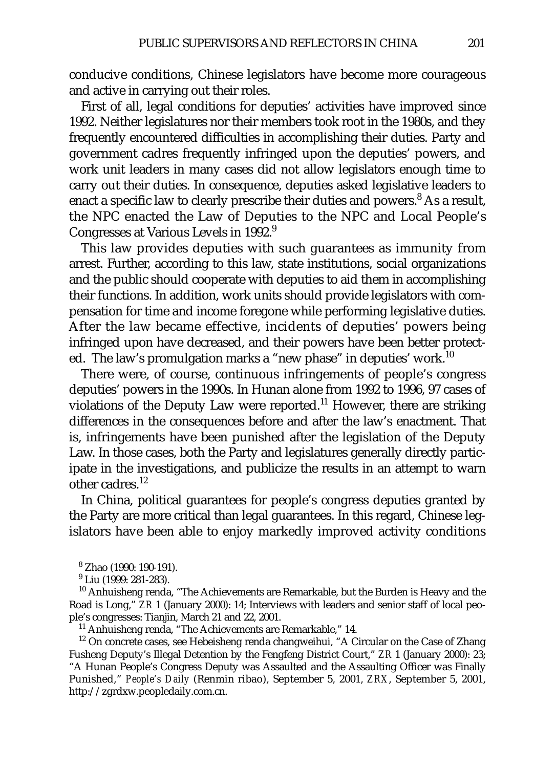conducive conditions, Chinese legislators have become more courageous and active in carrying out their roles.

First of all, legal conditions for deputies' activities have improved since 1992. Neither legislatures nor their members took root in the 1980s, and they frequently encountered difficulties in accomplishing their duties. Party and government cadres frequently infringed upon the deputies' powers, and work unit leaders in many cases did not allow legislators enough time to carry out their duties. In consequence, deputies asked legislative leaders to enact a specific law to clearly prescribe their duties and powers.[8] As a result, the NPC enacted the Law of Deputies to the NPC and Local People's Congresses at Various Levels in 1992.[9]

This law provides deputies with such guarantees as immunity from arrest. Further, according to this law, state institutions, social organizations and the public should cooperate with deputies to aid them in accomplishing their functions. In addition, work units should provide legislators with compensation for time and income foregone while performing legislative duties. After the law became effective, incidents of deputies' powers being infringed upon have decreased, and their powers have been better protected. The law's promulgation marks a "new phase" in deputies' work.[10]

There were, of course, continuous infringements of people's congress deputies' powers in the 1990s. In Hunan alone from 1992 to 1996, 97 cases of violations of the Deputy Law were reported.[11] However, there are striking differences in the consequences before and after the law's enactment. That is, infringements have been punished after the legislation of the Deputy Law. In those cases, both the Party and legislatures generally directly participate in the investigations, and publicize the results in an attempt to warn other cadres.[12]

In China, political guarantees for people's congress deputies granted by the Party are more critical than legal guarantees. In this regard, Chinese legislators have been able to enjoy markedly improved activity conditions

---

[8] Zhao (1990: 190-191).

[9] Liu (1999: 281-283).

[10] Anhuisheng renda, "The Achievements are Remarkable, but the Burden is Heavy and the Road is Long," *ZR* 1 (January 2000): 14; Interviews with leaders and senior staff of local people's congresses: Tianjin, March 21 and 22, 2001.

[11] Anhuisheng renda, "The Achievements are Remarkable," 14.

[12] On concrete cases, see Hebeisheng renda changweihui, "A Circular on the Case of Zhang Fusheng Deputy's Illegal Detention by the Fengfeng District Court," *ZR* 1 (January 2000): 23; "A Hunan People's Congress Deputy was Assaulted and the Assaulting Officer was Finally Punished," *People's Daily* (Renmin ribao), September 5, 2001, *ZRX*, September 5, 2001, http://zgrdxw.peopledaily.com.cn.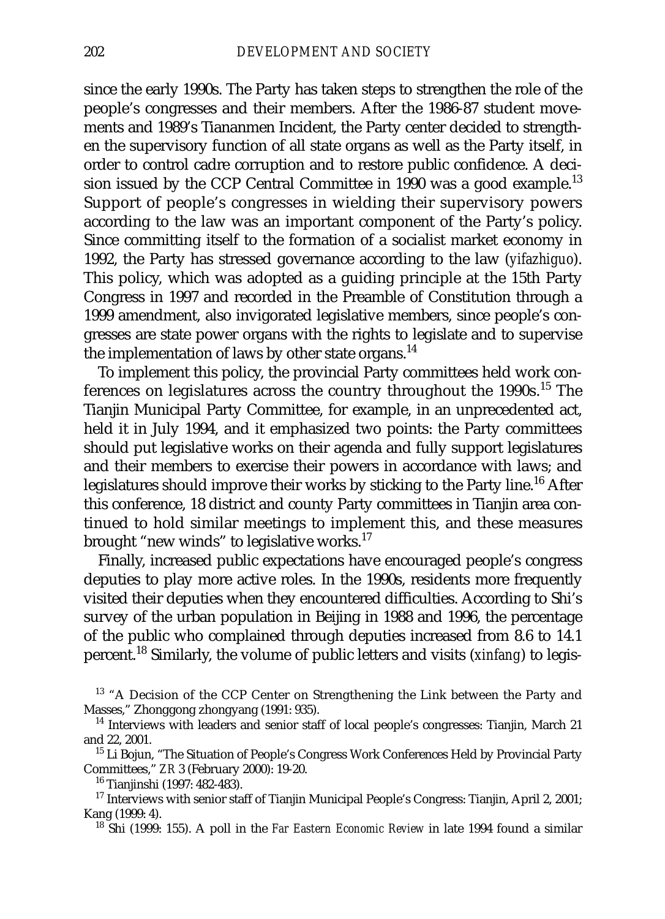since the early 1990s. The Party has taken steps to strengthen the role of the people's congresses and their members. After the 1986-87 student movements and 1989's Tiananmen Incident, the Party center decided to strengthen the supervisory function of all state organs as well as the Party itself, in order to control cadre corruption and to restore public confidence. A decision issued by the CCP Central Committee in 1990 was a good example.[13] Support of people's congresses in wielding their supervisory powers according to the law was an important component of the Party's policy. Since committing itself to the formation of a socialist market economy in 1992, the Party has stressed governance according to the law (*yifazhiguo*). This policy, which was adopted as a guiding principle at the 15th Party Congress in 1997 and recorded in the Preamble of Constitution through a 1999 amendment, also invigorated legislative members, since people's congresses are state power organs with the rights to legislate and to supervise the implementation of laws by other state organs.[14]

To implement this policy, the provincial Party committees held work conferences on legislatures across the country throughout the 1990s.[15] The Tianjin Municipal Party Committee, for example, in an unprecedented act, held it in July 1994, and it emphasized two points: the Party committees should put legislative works on their agenda and fully support legislatures and their members to exercise their powers in accordance with laws; and legislatures should improve their works by sticking to the Party line.[16] After this conference, 18 district and county Party committees in Tianjin area continued to hold similar meetings to implement this, and these measures brought "new winds" to legislative works.[17]

Finally, increased public expectations have encouraged people's congress deputies to play more active roles. In the 1990s, residents more frequently visited their deputies when they encountered difficulties. According to Shi's survey of the urban population in Beijing in 1988 and 1996, the percentage of the public who complained through deputies increased from 8.6 to 14.1 percent.[18] Similarly, the volume of public letters and visits (*xinfang*) to legis-

[13] "A Decision of the CCP Center on Strengthening the Link between the Party and Masses," Zhonggong zhongyang (1991: 935).

[14] Interviews with leaders and senior staff of local people's congresses: Tianjin, March 21 and 22, 2001.

[15] Li Bojun, "The Situation of People's Congress Work Conferences Held by Provincial Party Committees," *ZR* 3 (February 2000): 19-20.

[16] Tianjinshi (1997: 482-483).

[17] Interviews with senior staff of Tianjin Municipal People's Congress: Tianjin, April 2, 2001; Kang (1999: 4).

[18] Shi (1999: 155). A poll in the *Far Eastern Economic Review* in late 1994 found a similar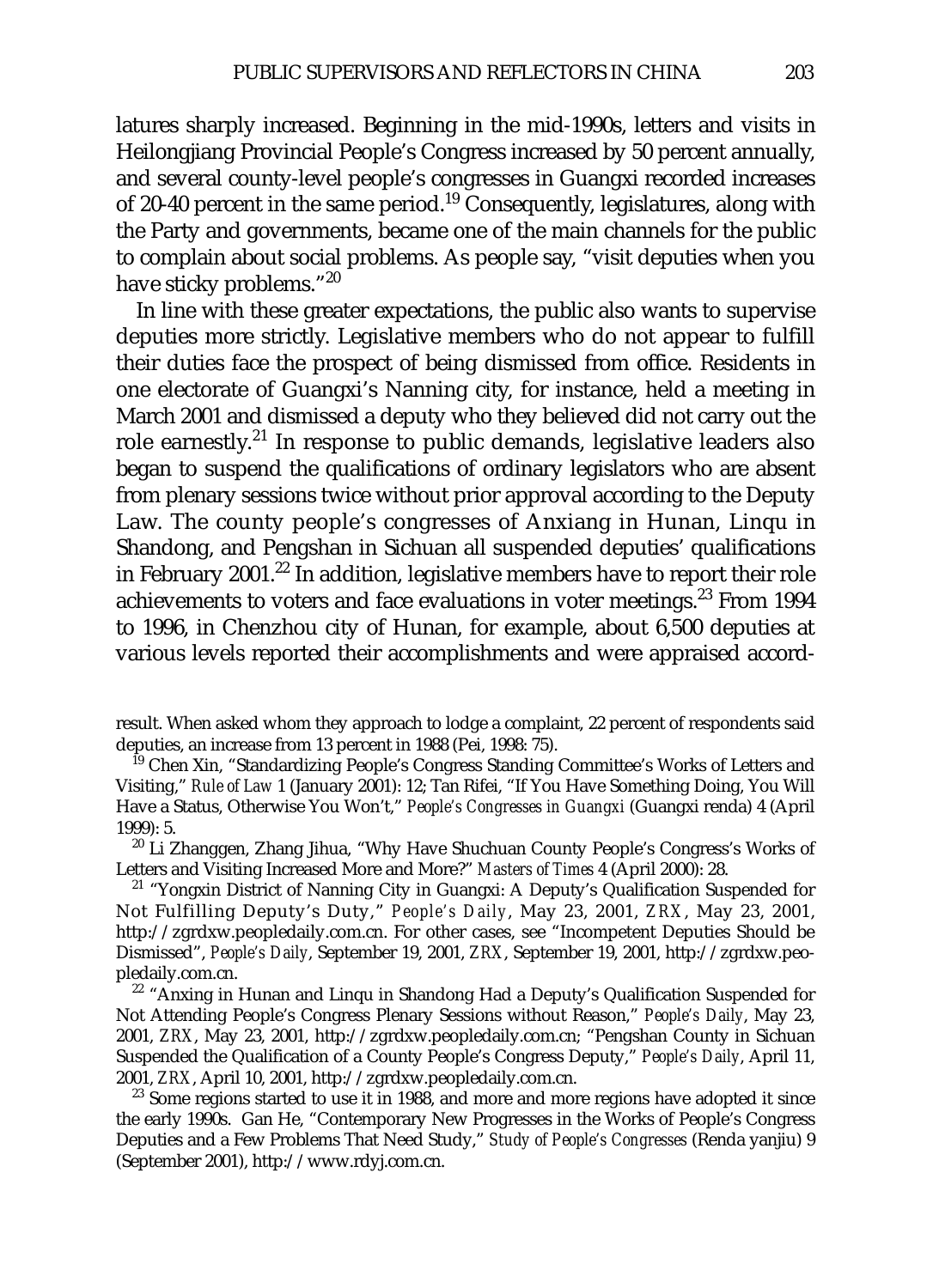latures sharply increased. Beginning in the mid-1990s, letters and visits in Heilongjiang Provincial People's Congress increased by 50 percent annually, and several county-level people's congresses in Guangxi recorded increases of 20-40 percent in the same period.[19] Consequently, legislatures, along with the Party and governments, became one of the main channels for the public to complain about social problems. As people say, "visit deputies when you have sticky problems."[20]

In line with these greater expectations, the public also wants to supervise deputies more strictly. Legislative members who do not appear to fulfill their duties face the prospect of being dismissed from office. Residents in one electorate of Guangxi's Nanning city, for instance, held a meeting in March 2001 and dismissed a deputy who they believed did not carry out the role earnestly.[21] In response to public demands, legislative leaders also began to suspend the qualifications of ordinary legislators who are absent from plenary sessions twice without prior approval according to the Deputy Law. The county people's congresses of Anxiang in Hunan, Linqu in Shandong, and Pengshan in Sichuan all suspended deputies' qualifications in February 2001.[22] In addition, legislative members have to report their role achievements to voters and face evaluations in voter meetings.[23] From 1994 to 1996, in Chenzhou city of Hunan, for example, about 6,500 deputies at various levels reported their accomplishments and were appraised accord-

result. When asked whom they approach to lodge a complaint, 22 percent of respondents said deputies, an increase from 13 percent in 1988 (Pei, 1998: 75).

[19] Chen Xin, "Standardizing People's Congress Standing Committee's Works of Letters and Visiting," *Rule of Law* 1 (January 2001): 12; Tan Rifei, "If You Have Something Doing, You Will Have a Status, Otherwise You Won't," *People's Congresses in Guangxi* (Guangxi renda) 4 (April 1999): 5.

[20] Li Zhanggen, Zhang Jihua, "Why Have Shuchuan County People's Congress's Works of Letters and Visiting Increased More and More?" *Masters of Times* 4 (April 2000): 28.

[21] "Yongxin District of Nanning City in Guangxi: A Deputy's Qualification Suspended for Not Fulfilling Deputy's Duty," *People's Daily*, May 23, 2001, *ZRX*, May 23, 2001, http://zgrdxw.peopledaily.com.cn. For other cases, see "Incompetent Deputies Should be Dismissed", *People's Daily*, September 19, 2001, *ZRX*, September 19, 2001, http://zgrdxw.peopledaily.com.cn.

[22] "Anxing in Hunan and Linqu in Shandong Had a Deputy's Qualification Suspended for Not Attending People's Congress Plenary Sessions without Reason," *People's Daily*, May 23, 2001, *ZRX*, May 23, 2001, http://zgrdxw.peopledaily.com.cn; "Pengshan County in Sichuan Suspended the Qualification of a County People's Congress Deputy," *People's Daily*, April 11, 2001, *ZRX*, April 10, 2001, http://zgrdxw.peopledaily.com.cn.

[23] Some regions started to use it in 1988, and more and more regions have adopted it since the early 1990s. Gan He, "Contemporary New Progresses in the Works of People's Congress Deputies and a Few Problems That Need Study," *Study of People's Congresses* (Renda yanjiu) 9 (September 2001), http://www.rdyj.com.cn.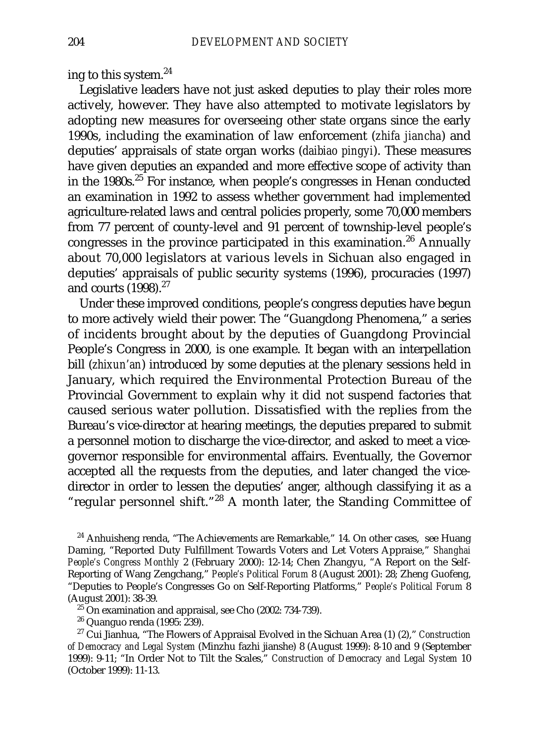ing to this system.[24]

Legislative leaders have not just asked deputies to play their roles more actively, however. They have also attempted to motivate legislators by adopting new measures for overseeing other state organs since the early 1990s, including the examination of law enforcement (*zhifa jiancha*) and deputies' appraisals of state organ works (*daibiao pingyi*). These measures have given deputies an expanded and more effective scope of activity than in the 1980s.[25] For instance, when people's congresses in Henan conducted an examination in 1992 to assess whether government had implemented agriculture-related laws and central policies properly, some 70,000 members from 77 percent of county-level and 91 percent of township-level people's congresses in the province participated in this examination.[26] Annually about 70,000 legislators at various levels in Sichuan also engaged in deputies' appraisals of public security systems (1996), procuracies (1997) and courts (1998).[27]

Under these improved conditions, people's congress deputies have begun to more actively wield their power. The "Guangdong Phenomena," a series of incidents brought about by the deputies of Guangdong Provincial People's Congress in 2000, is one example. It began with an interpellation bill (*zhixun'an*) introduced by some deputies at the plenary sessions held in January, which required the Environmental Protection Bureau of the Provincial Government to explain why it did not suspend factories that caused serious water pollution. Dissatisfied with the replies from the Bureau's vice-director at hearing meetings, the deputies prepared to submit a personnel motion to discharge the vice-director, and asked to meet a vice-governor responsible for environmental affairs. Eventually, the Governor accepted all the requests from the deputies, and later changed the vice-director in order to lessen the deputies' anger, although classifying it as a "regular personnel shift."[28] A month later, the Standing Committee of

[24] Anhuisheng renda, "The Achievements are Remarkable," 14. On other cases, see Huang Daming, "Reported Duty Fulfillment Towards Voters and Let Voters Appraise," *Shanghai People's Congress Monthly* 2 (February 2000): 12-14; Chen Zhangyu, "A Report on the Self-Reporting of Wang Zengchang," *People's Political Forum* 8 (August 2001): 28; Zheng Guofeng, "Deputies to People's Congresses Go on Self-Reporting Platforms," *People's Political Forum* 8 (August 2001): 38-39.

[25] On examination and appraisal, see Cho (2002: 734-739).

[26] Quanguo renda (1995: 239).

[27] Cui Jianhua, "The Flowers of Appraisal Evolved in the Sichuan Area (1) (2)," *Construction of Democracy and Legal System* (Minzhu fazhi jianshe) 8 (August 1999): 8-10 and 9 (September 1999): 9-11; "In Order Not to Tilt the Scales," *Construction of Democracy and Legal System* 10 (October 1999): 11-13.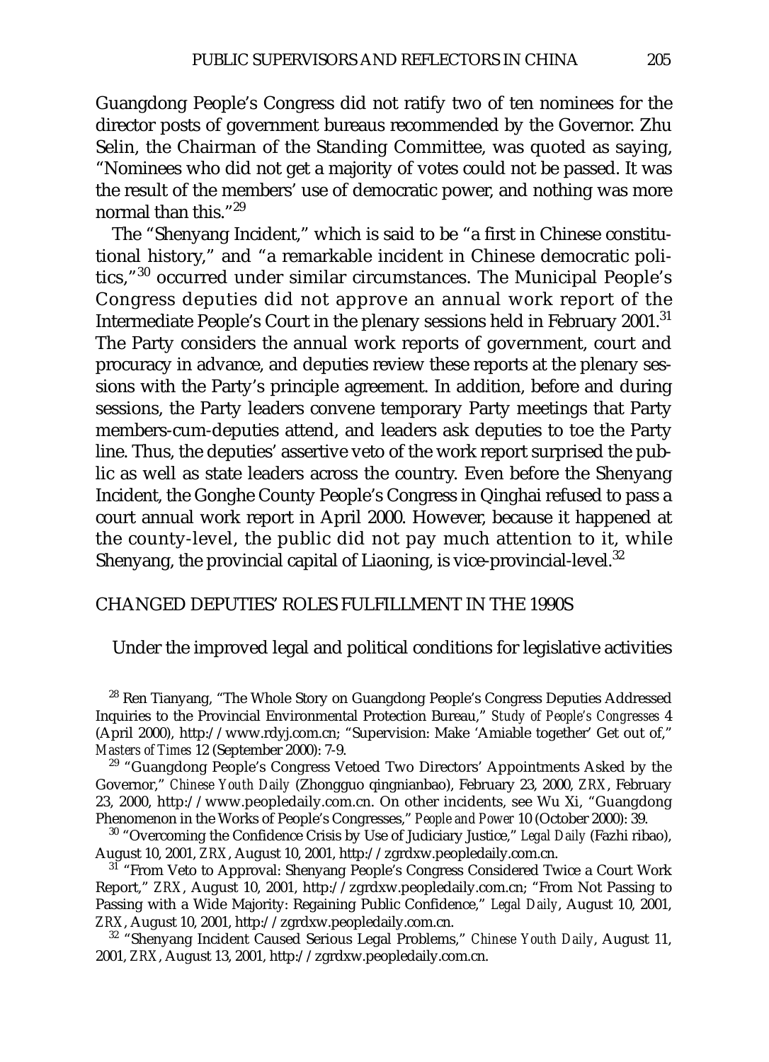Guangdong People's Congress did not ratify two of ten nominees for the director posts of government bureaus recommended by the Governor. Zhu Selin, the Chairman of the Standing Committee, was quoted as saying, "Nominees who did not get a majority of votes could not be passed. It was the result of the members' use of democratic power, and nothing was more normal than this."[29]

The "Shenyang Incident," which is said to be "a first in Chinese constitutional history," and "a remarkable incident in Chinese democratic politics,"[30] occurred under similar circumstances. The Municipal People's Congress deputies did not approve an annual work report of the Intermediate People's Court in the plenary sessions held in February 2001.[31] The Party considers the annual work reports of government, court and procuracy in advance, and deputies review these reports at the plenary sessions with the Party's principle agreement. In addition, before and during sessions, the Party leaders convene temporary Party meetings that Party members-cum-deputies attend, and leaders ask deputies to toe the Party line. Thus, the deputies' assertive veto of the work report surprised the public as well as state leaders across the country. Even before the Shenyang Incident, the Gonghe County People's Congress in Qinghai refused to pass a court annual work report in April 2000. However, because it happened at the county-level, the public did not pay much attention to it, while Shenyang, the provincial capital of Liaoning, is vice-provincial-level.[32]

## CHANGED DEPUTIES' ROLES FULFILLMENT IN THE 1990S

Under the improved legal and political conditions for legislative activities

---

[28] Ren Tianyang, "The Whole Story on Guangdong People's Congress Deputies Addressed Inquiries to the Provincial Environmental Protection Bureau," *Study of People's Congresses* 4 (April 2000), http://www.rdyj.com.cn; "Supervision: Make 'Amiable together' Get out of," *Masters of Times* 12 (September 2000): 7-9.

[29] "Guangdong People's Congress Vetoed Two Directors' Appointments Asked by the Governor," *Chinese Youth Daily* (Zhongguo qingnianbao), February 23, 2000, *ZRX*, February 23, 2000, http://www.peopledaily.com.cn. On other incidents, see Wu Xi, "Guangdong Phenomenon in the Works of People's Congresses," *People and Power* 10 (October 2000): 39.

[30] "Overcoming the Confidence Crisis by Use of Judiciary Justice," *Legal Daily* (Fazhi ribao), August 10, 2001, *ZRX*, August 10, 2001, http://zgrdxw.peopledaily.com.cn.

[31] "From Veto to Approval: Shenyang People's Congress Considered Twice a Court Work Report," *ZRX*, August 10, 2001, http://zgrdxw.peopledaily.com.cn; "From Not Passing to Passing with a Wide Majority: Regaining Public Confidence," *Legal Daily*, August 10, 2001, *ZRX*, August 10, 2001, http://zgrdxw.peopledaily.com.cn.

[32] "Shenyang Incident Caused Serious Legal Problems," *Chinese Youth Daily*, August 11, 2001, *ZRX*, August 13, 2001, http://zgrdxw.peopledaily.com.cn.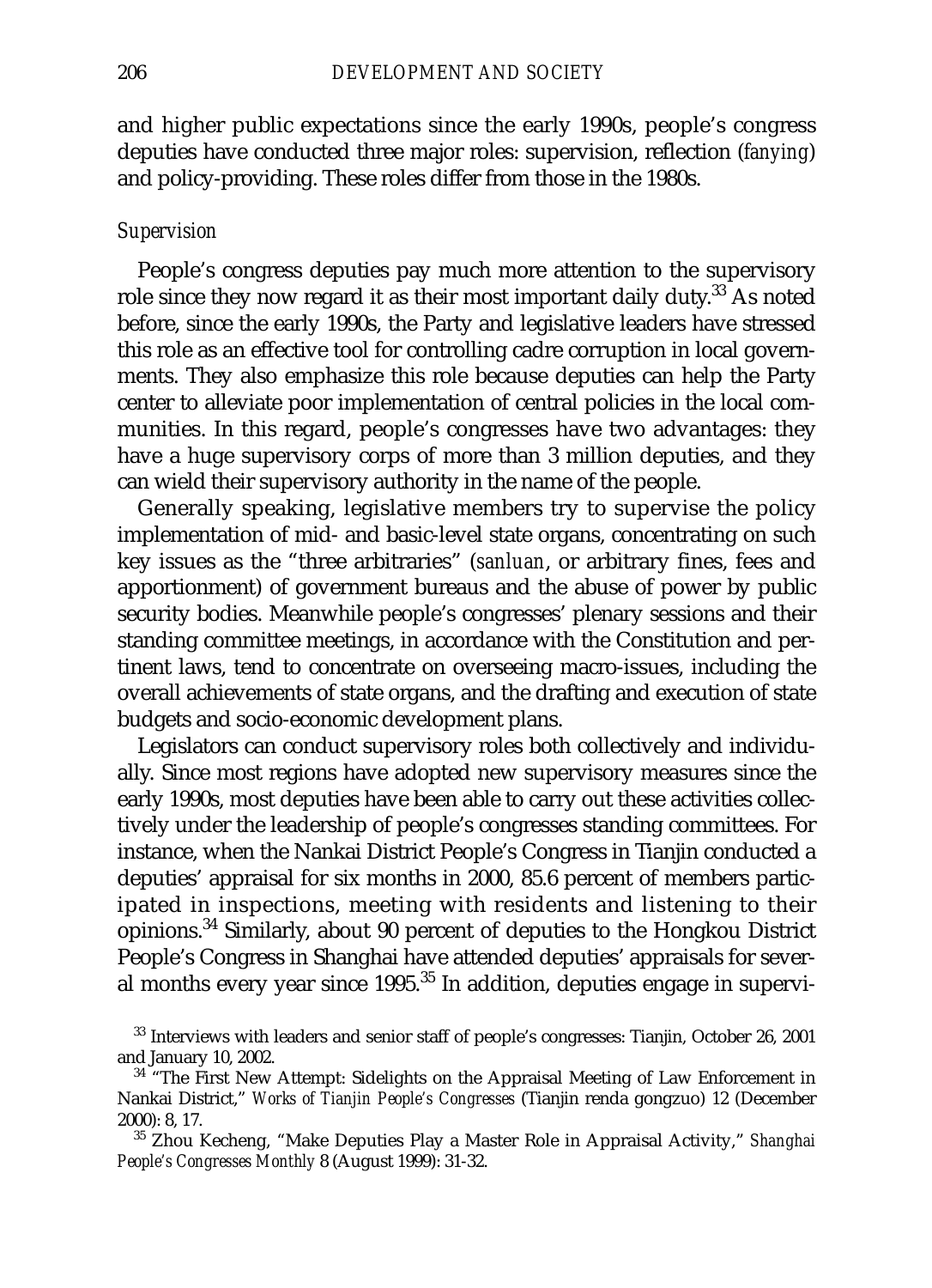and higher public expectations since the early 1990s, people's congress deputies have conducted three major roles: supervision, reflection (*fanying*) and policy-providing. These roles differ from those in the 1980s.

### *Supervision*

People's congress deputies pay much more attention to the supervisory role since they now regard it as their most important daily duty.[33] As noted before, since the early 1990s, the Party and legislative leaders have stressed this role as an effective tool for controlling cadre corruption in local governments. They also emphasize this role because deputies can help the Party center to alleviate poor implementation of central policies in the local communities. In this regard, people's congresses have two advantages: they have a huge supervisory corps of more than 3 million deputies, and they can wield their supervisory authority in the name of the people.

Generally speaking, legislative members try to supervise the policy implementation of mid- and basic-level state organs, concentrating on such key issues as the "three arbitraries" (*sanluan*, or arbitrary fines, fees and apportionment) of government bureaus and the abuse of power by public security bodies. Meanwhile people's congresses' plenary sessions and their standing committee meetings, in accordance with the Constitution and pertinent laws, tend to concentrate on overseeing macro-issues, including the overall achievements of state organs, and the drafting and execution of state budgets and socio-economic development plans.

Legislators can conduct supervisory roles both collectively and individually. Since most regions have adopted new supervisory measures since the early 1990s, most deputies have been able to carry out these activities collectively under the leadership of people's congresses standing committees. For instance, when the Nankai District People's Congress in Tianjin conducted a deputies' appraisal for six months in 2000, 85.6 percent of members participated in inspections, meeting with residents and listening to their opinions.[34] Similarly, about 90 percent of deputies to the Hongkou District People's Congress in Shanghai have attended deputies' appraisals for several months every year since 1995.[35] In addition, deputies engage in supervi-

[33] Interviews with leaders and senior staff of people's congresses: Tianjin, October 26, 2001 and January 10, 2002.

[34] "The First New Attempt: Sidelights on the Appraisal Meeting of Law Enforcement in Nankai District," *Works of Tianjin People's Congresses* (Tianjin renda gongzuo) 12 (December 2000): 8, 17.

[35] Zhou Kecheng, "Make Deputies Play a Master Role in Appraisal Activity," *Shanghai People's Congresses Monthly* 8 (August 1999): 31-32.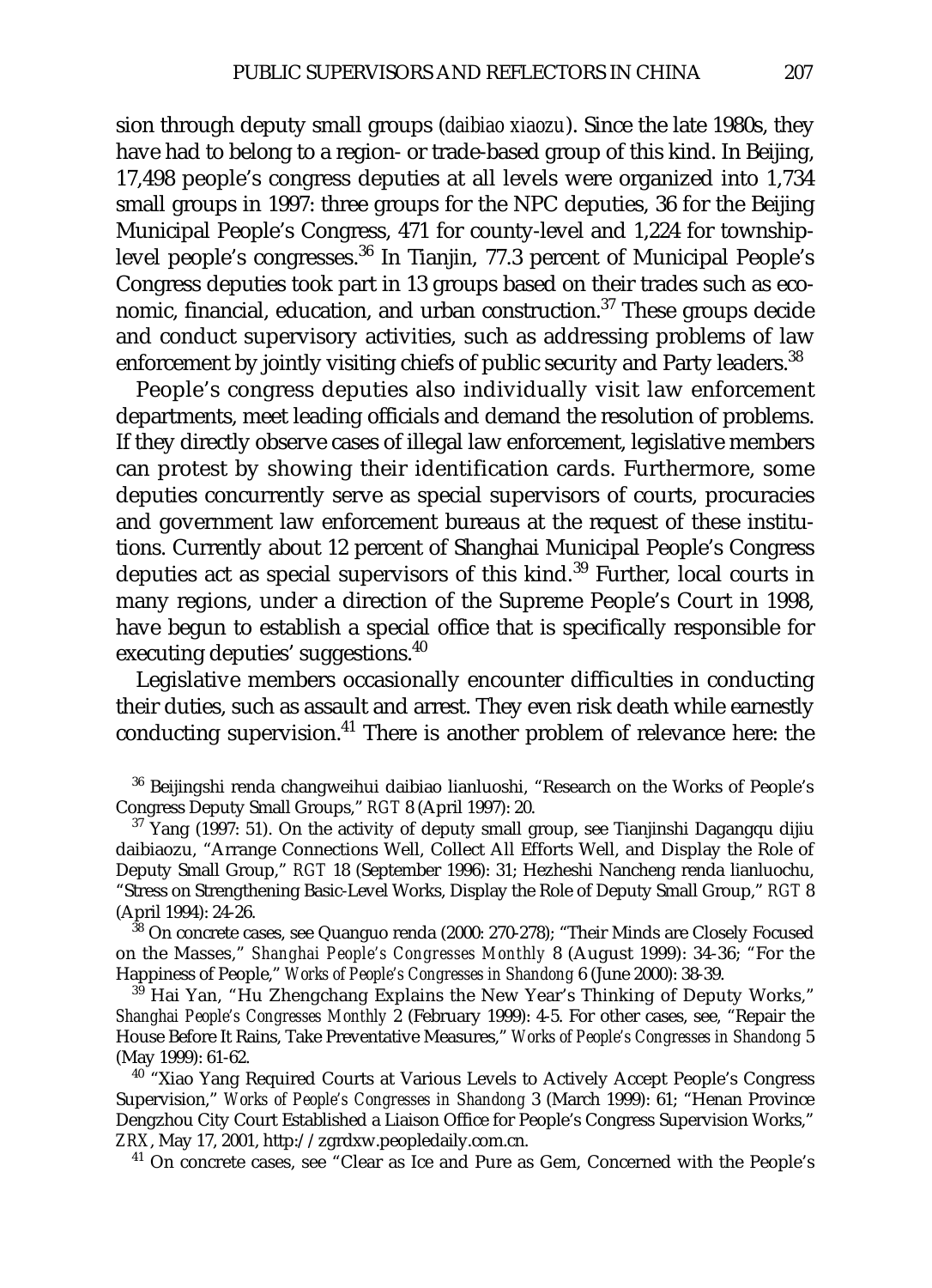sion through deputy small groups (*daibiao xiaozu*). Since the late 1980s, they have had to belong to a region- or trade-based group of this kind. In Beijing, 17,498 people's congress deputies at all levels were organized into 1,734 small groups in 1997: three groups for the NPC deputies, 36 for the Beijing Municipal People's Congress, 471 for county-level and 1,224 for township-level people's congresses.[36] In Tianjin, 77.3 percent of Municipal People's Congress deputies took part in 13 groups based on their trades such as economic, financial, education, and urban construction.[37] These groups decide and conduct supervisory activities, such as addressing problems of law enforcement by jointly visiting chiefs of public security and Party leaders.[38]

People's congress deputies also individually visit law enforcement departments, meet leading officials and demand the resolution of problems. If they directly observe cases of illegal law enforcement, legislative members can protest by showing their identification cards. Furthermore, some deputies concurrently serve as special supervisors of courts, procuracies and government law enforcement bureaus at the request of these institutions. Currently about 12 percent of Shanghai Municipal People's Congress deputies act as special supervisors of this kind.[39] Further, local courts in many regions, under a direction of the Supreme People's Court in 1998, have begun to establish a special office that is specifically responsible for executing deputies' suggestions.[40]

Legislative members occasionally encounter difficulties in conducting their duties, such as assault and arrest. They even risk death while earnestly conducting supervision.[41] There is another problem of relevance here: the

---

[36] Beijingshi renda changweihui daibiao lianluoshi, "Research on the Works of People's Congress Deputy Small Groups," *RGT* 8 (April 1997): 20.

[37] Yang (1997: 51). On the activity of deputy small group, see Tianjinshi Dagangqu dijiu daibiaozu, "Arrange Connections Well, Collect All Efforts Well, and Display the Role of Deputy Small Group," *RGT* 18 (September 1996): 31; Hezheshi Nancheng renda lianluochu, "Stress on Strengthening Basic-Level Works, Display the Role of Deputy Small Group," *RGT* 8 (April 1994): 24-26.

[38] On concrete cases, see Quanguo renda (2000: 270-278); "Their Minds are Closely Focused on the Masses," *Shanghai People's Congresses Monthly* 8 (August 1999): 34-36; "For the Happiness of People," *Works of People's Congresses in Shandong* 6 (June 2000): 38-39.

[39] Hai Yan, "Hu Zhengchang Explains the New Year's Thinking of Deputy Works," *Shanghai People's Congresses Monthly* 2 (February 1999): 4-5. For other cases, see, "Repair the House Before It Rains, Take Preventative Measures," *Works of People's Congresses in Shandong* 5 (May 1999): 61-62.

[40] "Xiao Yang Required Courts at Various Levels to Actively Accept People's Congress Supervision," *Works of People's Congresses in Shandong* 3 (March 1999): 61; "Henan Province Dengzhou City Court Established a Liaison Office for People's Congress Supervision Works," *ZRX*, May 17, 2001, http://zgrdxw.peopledaily.com.cn.

[41] On concrete cases, see "Clear as Ice and Pure as Gem, Concerned with the People's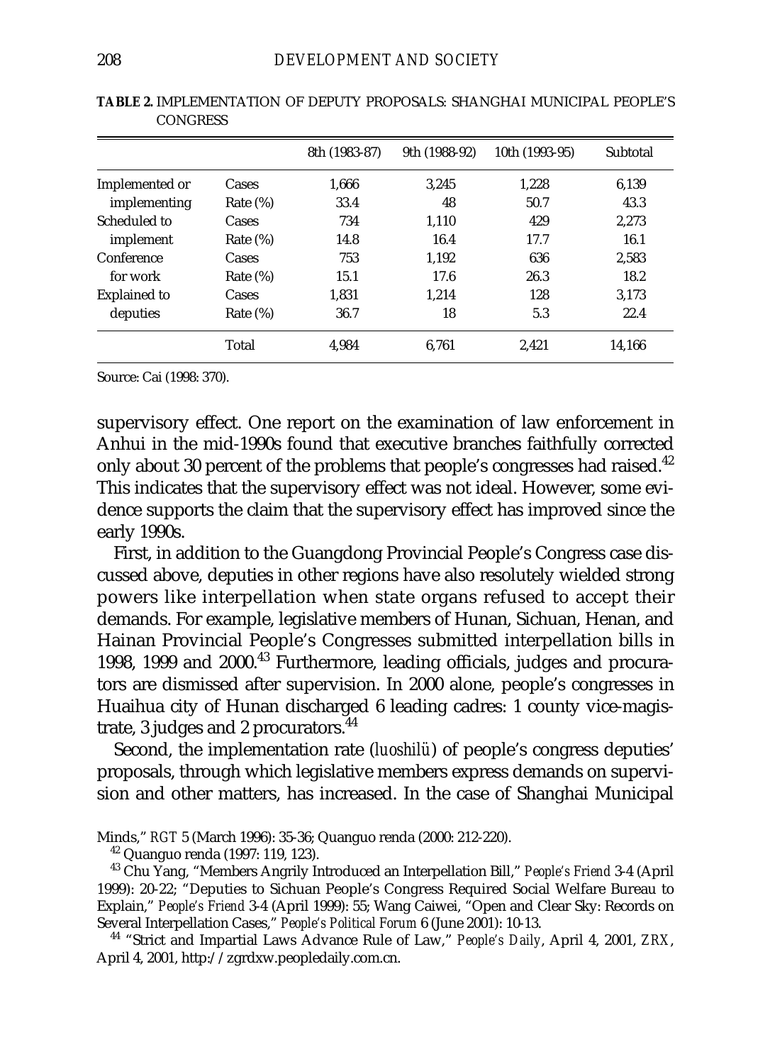**TABLE 2.** IMPLEMENTATION OF DEPUTY PROPOSALS: SHANGHAI MUNICIPAL PEOPLE'S CONGRESS

| | | 8th (1983-87) | 9th (1988-92) | 10th (1993-95) | Subtotal |
|---|---|---|---|---|---|
| Implemented or implementing | Cases | 1,666 | 3,245 | 1,228 | 6,139 |
| | Rate (%) | 33.4 | 48 | 50.7 | 43.3 |
| Scheduled to implement | Cases | 734 | 1,110 | 429 | 2,273 |
| | Rate (%) | 14.8 | 16.4 | 17.7 | 16.1 |
| Conference for work | Cases | 753 | 1,192 | 636 | 2,583 |
| | Rate (%) | 15.1 | 17.6 | 26.3 | 18.2 |
| Explained to deputies | Cases | 1,831 | 1,214 | 128 | 3,173 |
| | Rate (%) | 36.7 | 18 | 5.3 | 22.4 |
| | Total | 4,984 | 6,761 | 2,421 | 14,166 |

Source: Cai (1998: 370).

supervisory effect. One report on the examination of law enforcement in Anhui in the mid-1990s found that executive branches faithfully corrected only about 30 percent of the problems that people's congresses had raised.[42] This indicates that the supervisory effect was not ideal. However, some evidence supports the claim that the supervisory effect has improved since the early 1990s.

First, in addition to the Guangdong Provincial People's Congress case discussed above, deputies in other regions have also resolutely wielded strong powers like interpellation when state organs refused to accept their demands. For example, legislative members of Hunan, Sichuan, Henan, and Hainan Provincial People's Congresses submitted interpellation bills in 1998, 1999 and 2000.[43] Furthermore, leading officials, judges and procurators are dismissed after supervision. In 2000 alone, people's congresses in Huaihua city of Hunan discharged 6 leading cadres: 1 county vice-magistrate, 3 judges and 2 procurators.[44]

Second, the implementation rate (*luoshilü*) of people's congress deputies' proposals, through which legislative members express demands on supervision and other matters, has increased. In the case of Shanghai Municipal

Minds," *RGT* 5 (March 1996): 35-36; Quanguo renda (2000: 212-220).

[42] Quanguo renda (1997: 119, 123).

[43] Chu Yang, "Members Angrily Introduced an Interpellation Bill," *People's Friend* 3-4 (April 1999): 20-22; "Deputies to Sichuan People's Congress Required Social Welfare Bureau to Explain," *People's Friend* 3-4 (April 1999): 55; Wang Caiwei, "Open and Clear Sky: Records on Several Interpellation Cases," *People's Political Forum* 6 (June 2001): 10-13.

[44] "Strict and Impartial Laws Advance Rule of Law," *People's Daily*, April 4, 2001, *ZRX*, April 4, 2001, http://zgrdxw.peopledaily.com.cn.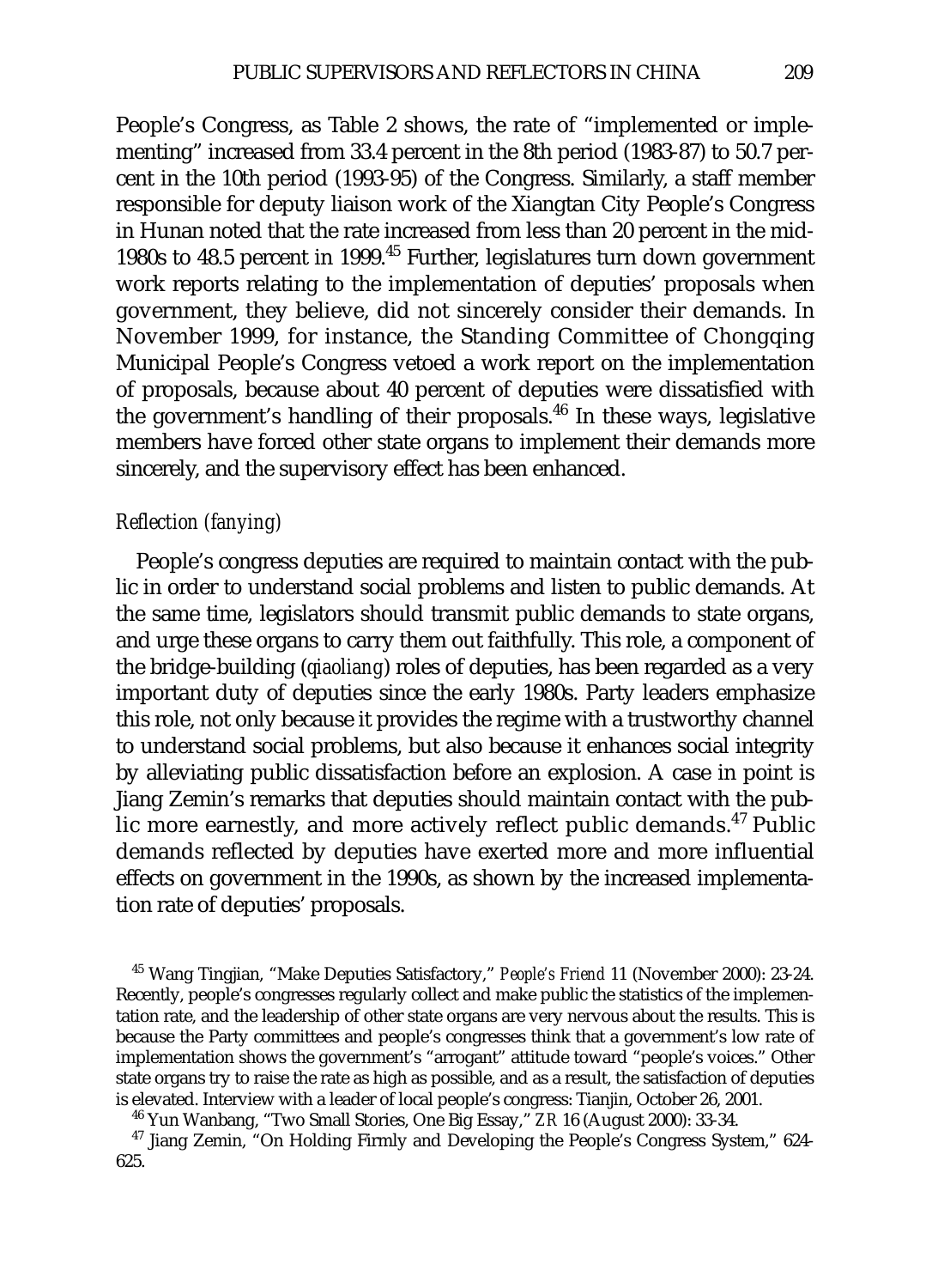People's Congress, as Table 2 shows, the rate of "implemented or implementing" increased from 33.4 percent in the 8th period (1983-87) to 50.7 percent in the 10th period (1993-95) of the Congress. Similarly, a staff member responsible for deputy liaison work of the Xiangtan City People's Congress in Hunan noted that the rate increased from less than 20 percent in the mid-1980s to 48.5 percent in 1999.[45] Further, legislatures turn down government work reports relating to the implementation of deputies' proposals when government, they believe, did not sincerely consider their demands. In November 1999, for instance, the Standing Committee of Chongqing Municipal People's Congress vetoed a work report on the implementation of proposals, because about 40 percent of deputies were dissatisfied with the government's handling of their proposals.[46] In these ways, legislative members have forced other state organs to implement their demands more sincerely, and the supervisory effect has been enhanced.

### *Reflection (fanying)*

People's congress deputies are required to maintain contact with the public in order to understand social problems and listen to public demands. At the same time, legislators should transmit public demands to state organs, and urge these organs to carry them out faithfully. This role, a component of the bridge-building (*qiaoliang*) roles of deputies, has been regarded as a very important duty of deputies since the early 1980s. Party leaders emphasize this role, not only because it provides the regime with a trustworthy channel to understand social problems, but also because it enhances social integrity by alleviating public dissatisfaction before an explosion. A case in point is Jiang Zemin's remarks that deputies should maintain contact with the public more earnestly, and more actively reflect public demands.[47] Public demands reflected by deputies have exerted more and more influential effects on government in the 1990s, as shown by the increased implementation rate of deputies' proposals.

---

[45] Wang Tingjian, "Make Deputies Satisfactory," *People's Friend* 11 (November 2000): 23-24. Recently, people's congresses regularly collect and make public the statistics of the implementation rate, and the leadership of other state organs are very nervous about the results. This is because the Party committees and people's congresses think that a government's low rate of implementation shows the government's "arrogant" attitude toward "people's voices." Other state organs try to raise the rate as high as possible, and as a result, the satisfaction of deputies is elevated. Interview with a leader of local people's congress: Tianjin, October 26, 2001.

[46] Yun Wanbang, "Two Small Stories, One Big Essay," *ZR* 16 (August 2000): 33-34.

[47] Jiang Zemin, "On Holding Firmly and Developing the People's Congress System," 624-625.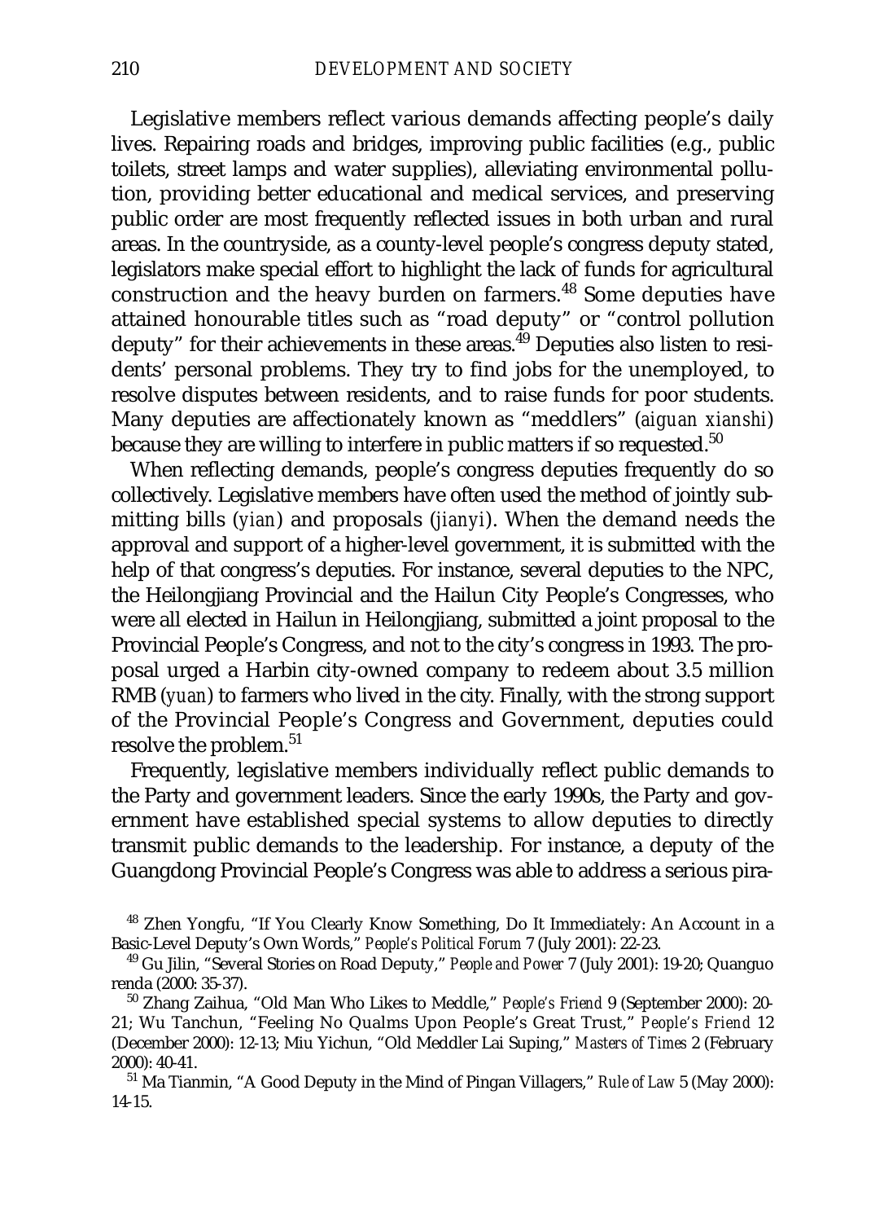Legislative members reflect various demands affecting people's daily lives. Repairing roads and bridges, improving public facilities (e.g., public toilets, street lamps and water supplies), alleviating environmental pollution, providing better educational and medical services, and preserving public order are most frequently reflected issues in both urban and rural areas. In the countryside, as a county-level people's congress deputy stated, legislators make special effort to highlight the lack of funds for agricultural construction and the heavy burden on farmers.[48] Some deputies have attained honourable titles such as "road deputy" or "control pollution deputy" for their achievements in these areas.[49] Deputies also listen to residents' personal problems. They try to find jobs for the unemployed, to resolve disputes between residents, and to raise funds for poor students. Many deputies are affectionately known as "meddlers" (*aiguan xianshi*) because they are willing to interfere in public matters if so requested.[50]

When reflecting demands, people's congress deputies frequently do so collectively. Legislative members have often used the method of jointly submitting bills (*yian*) and proposals (*jianyi*). When the demand needs the approval and support of a higher-level government, it is submitted with the help of that congress's deputies. For instance, several deputies to the NPC, the Heilongjiang Provincial and the Hailun City People's Congresses, who were all elected in Hailun in Heilongjiang, submitted a joint proposal to the Provincial People's Congress, and not to the city's congress in 1993. The proposal urged a Harbin city-owned company to redeem about 3.5 million RMB (*yuan*) to farmers who lived in the city. Finally, with the strong support of the Provincial People's Congress and Government, deputies could resolve the problem.[51]

Frequently, legislative members individually reflect public demands to the Party and government leaders. Since the early 1990s, the Party and government have established special systems to allow deputies to directly transmit public demands to the leadership. For instance, a deputy of the Guangdong Provincial People's Congress was able to address a serious pira-

---

[48] Zhen Yongfu, "If You Clearly Know Something, Do It Immediately: An Account in a Basic-Level Deputy's Own Words," *People's Political Forum* 7 (July 2001): 22-23.

[49] Gu Jilin, "Several Stories on Road Deputy," *People and Power* 7 (July 2001): 19-20; Quanguo renda (2000: 35-37).

[50] Zhang Zaihua, "Old Man Who Likes to Meddle," *People's Friend* 9 (September 2000): 20-21; Wu Tanchun, "Feeling No Qualms Upon People's Great Trust," *People's Friend* 12 (December 2000): 12-13; Miu Yichun, "Old Meddler Lai Suping," *Masters of Times* 2 (February 2000): 40-41.

[51] Ma Tianmin, "A Good Deputy in the Mind of Pingan Villagers," *Rule of Law* 5 (May 2000): 14-15.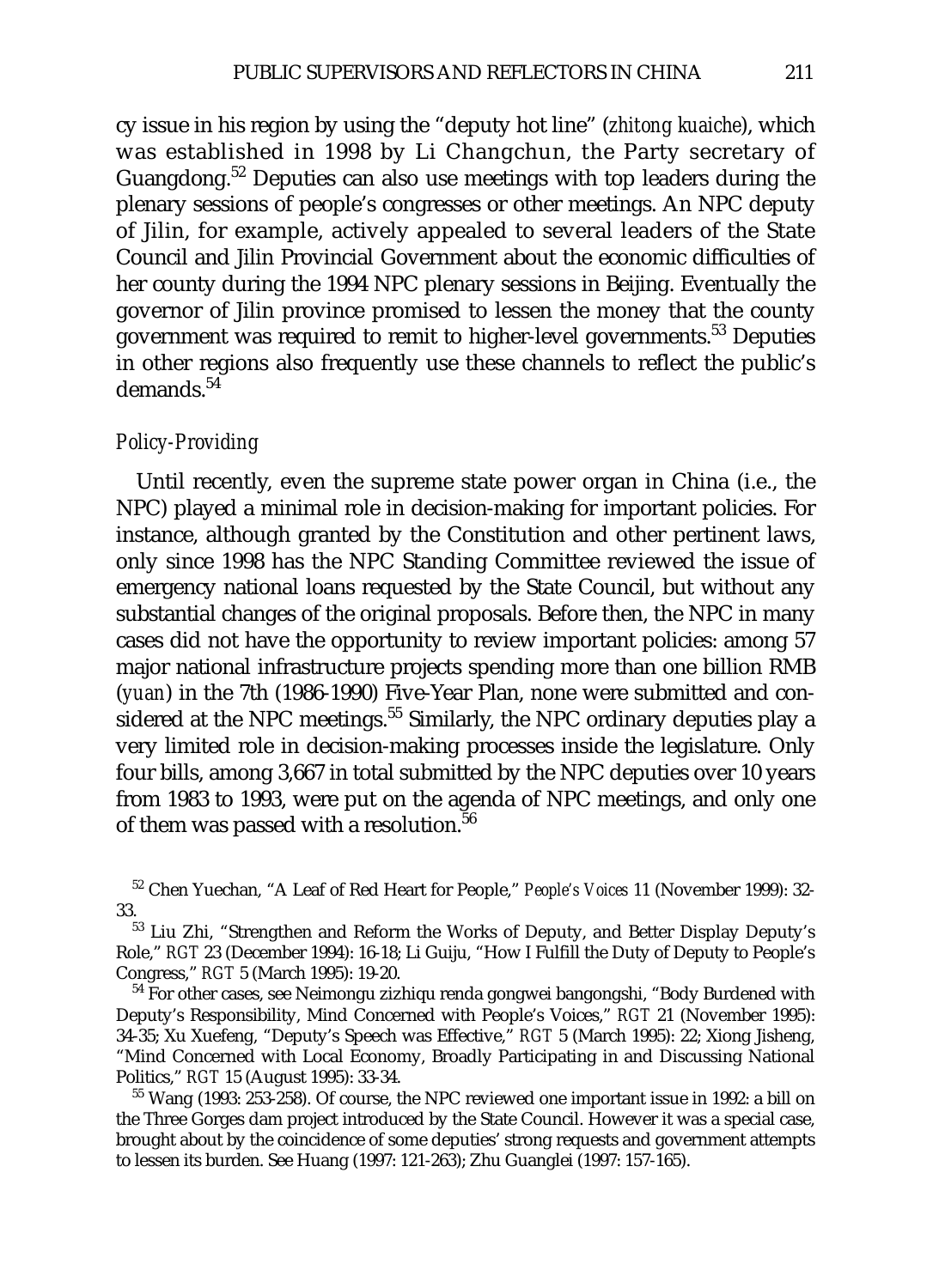cy issue in his region by using the "deputy hot line" (*zhitong kuaiche*), which was established in 1998 by Li Changchun, the Party secretary of Guangdong.[52] Deputies can also use meetings with top leaders during the plenary sessions of people's congresses or other meetings. An NPC deputy of Jilin, for example, actively appealed to several leaders of the State Council and Jilin Provincial Government about the economic difficulties of her county during the 1994 NPC plenary sessions in Beijing. Eventually the governor of Jilin province promised to lessen the money that the county government was required to remit to higher-level governments.[53] Deputies in other regions also frequently use these channels to reflect the public's demands.[54]

### *Policy-Providing*

Until recently, even the supreme state power organ in China (i.e., the NPC) played a minimal role in decision-making for important policies. For instance, although granted by the Constitution and other pertinent laws, only since 1998 has the NPC Standing Committee reviewed the issue of emergency national loans requested by the State Council, but without any substantial changes of the original proposals. Before then, the NPC in many cases did not have the opportunity to review important policies: among 57 major national infrastructure projects spending more than one billion RMB (*yuan*) in the 7th (1986-1990) Five-Year Plan, none were submitted and considered at the NPC meetings.[55] Similarly, the NPC ordinary deputies play a very limited role in decision-making processes inside the legislature. Only four bills, among 3,667 in total submitted by the NPC deputies over 10 years from 1983 to 1993, were put on the agenda of NPC meetings, and only one of them was passed with a resolution.[56]

[52] Chen Yuechan, "A Leaf of Red Heart for People," *People's Voices* 11 (November 1999): 32-33.

[53] Liu Zhi, "Strengthen and Reform the Works of Deputy, and Better Display Deputy's Role," *RGT* 23 (December 1994): 16-18; Li Guiju, "How I Fulfill the Duty of Deputy to People's Congress," *RGT* 5 (March 1995): 19-20.

[54] For other cases, see Neimongu zizhiqu renda gongwei bangongshi, "Body Burdened with Deputy's Responsibility, Mind Concerned with People's Voices," *RGT* 21 (November 1995): 34-35; Xu Xuefeng, "Deputy's Speech was Effective," *RGT* 5 (March 1995): 22; Xiong Jisheng, "Mind Concerned with Local Economy, Broadly Participating in and Discussing National Politics," *RGT* 15 (August 1995): 33-34.

[55] Wang (1993: 253-258). Of course, the NPC reviewed one important issue in 1992: a bill on the Three Gorges dam project introduced by the State Council. However it was a special case, brought about by the coincidence of some deputies' strong requests and government attempts to lessen its burden. See Huang (1997: 121-263); Zhu Guanglei (1997: 157-165).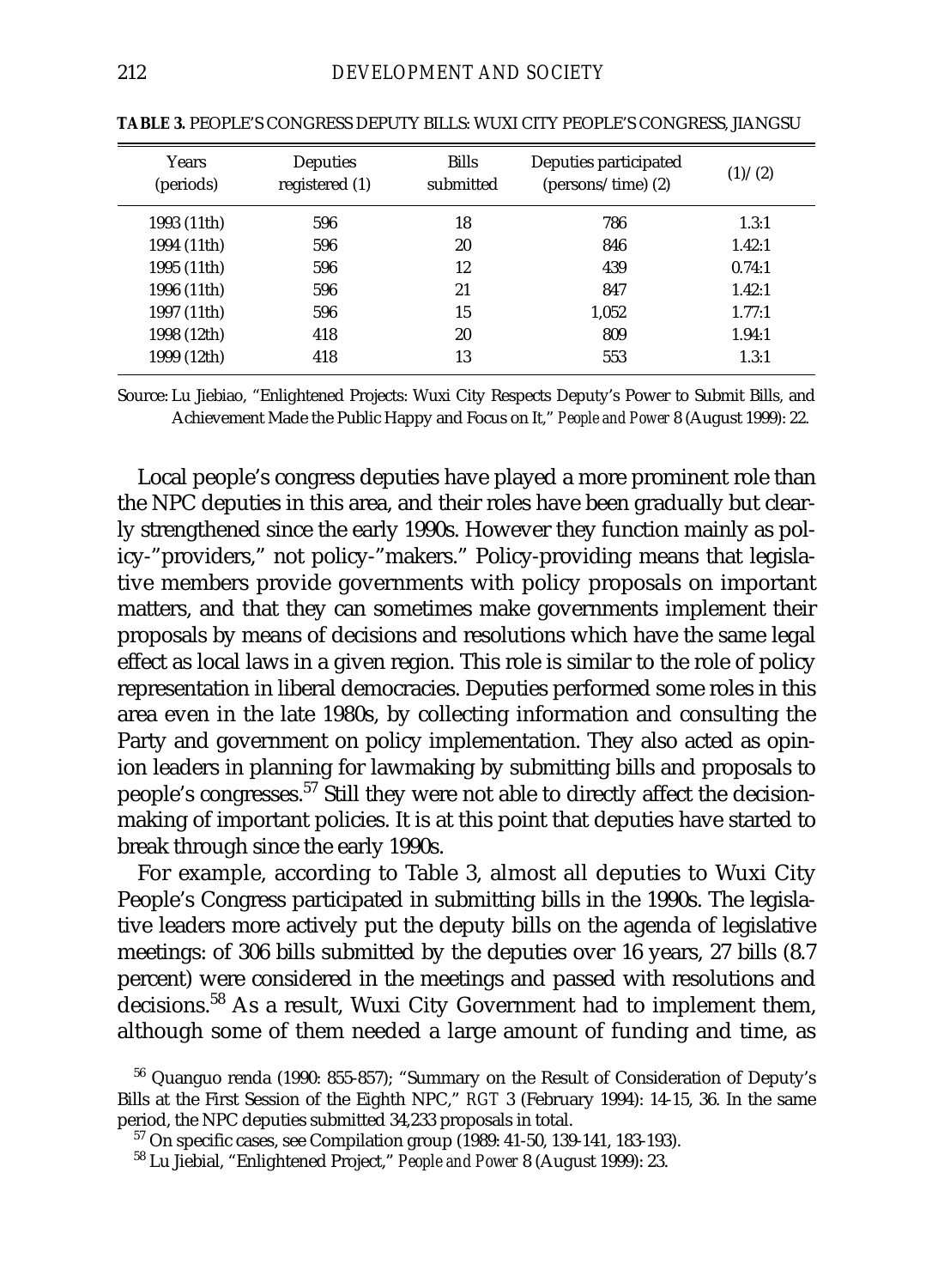**TABLE 3.** PEOPLE'S CONGRESS DEPUTY BILLS: WUXI CITY PEOPLE'S CONGRESS, JIANGSU

| Years (periods) | Deputies registered (1) | Bills submitted | Deputies participated (persons/time) (2) | (1)/(2) |
|---|---|---|---|---|
| 1993 (11th) | 596 | 18 | 786 | 1.3:1 |
| 1994 (11th) | 596 | 20 | 846 | 1.42:1 |
| 1995 (11th) | 596 | 12 | 439 | 0.74:1 |
| 1996 (11th) | 596 | 21 | 847 | 1.42:1 |
| 1997 (11th) | 596 | 15 | 1,052 | 1.77:1 |
| 1998 (12th) | 418 | 20 | 809 | 1.94:1 |
| 1999 (12th) | 418 | 13 | 553 | 1.3:1 |

Source: Lu Jiebiao, "Enlightened Projects: Wuxi City Respects Deputy's Power to Submit Bills, and Achievement Made the Public Happy and Focus on It," *People and Power* 8 (August 1999): 22.

Local people's congress deputies have played a more prominent role than the NPC deputies in this area, and their roles have been gradually but clearly strengthened since the early 1990s. However they function mainly as policy-"providers," not policy-"makers." Policy-providing means that legislative members provide governments with policy proposals on important matters, and that they can sometimes make governments implement their proposals by means of decisions and resolutions which have the same legal effect as local laws in a given region. This role is similar to the role of policy representation in liberal democracies. Deputies performed some roles in this area even in the late 1980s, by collecting information and consulting the Party and government on policy implementation. They also acted as opinion leaders in planning for lawmaking by submitting bills and proposals to people's congresses.[57] Still they were not able to directly affect the decision-making of important policies. It is at this point that deputies have started to break through since the early 1990s.

For example, according to Table 3, almost all deputies to Wuxi City People's Congress participated in submitting bills in the 1990s. The legislative leaders more actively put the deputy bills on the agenda of legislative meetings: of 306 bills submitted by the deputies over 16 years, 27 bills (8.7 percent) were considered in the meetings and passed with resolutions and decisions.[58] As a result, Wuxi City Government had to implement them, although some of them needed a large amount of funding and time, as

[56] Quanguo renda (1990: 855-857); "Summary on the Result of Consideration of Deputy's Bills at the First Session of the Eighth NPC," *RGT* 3 (February 1994): 14-15, 36. In the same period, the NPC deputies submitted 34,233 proposals in total.

[57] On specific cases, see Compilation group (1989: 41-50, 139-141, 183-193).

[58] Lu Jiebial, "Enlightened Project," *People and Power* 8 (August 1999): 23.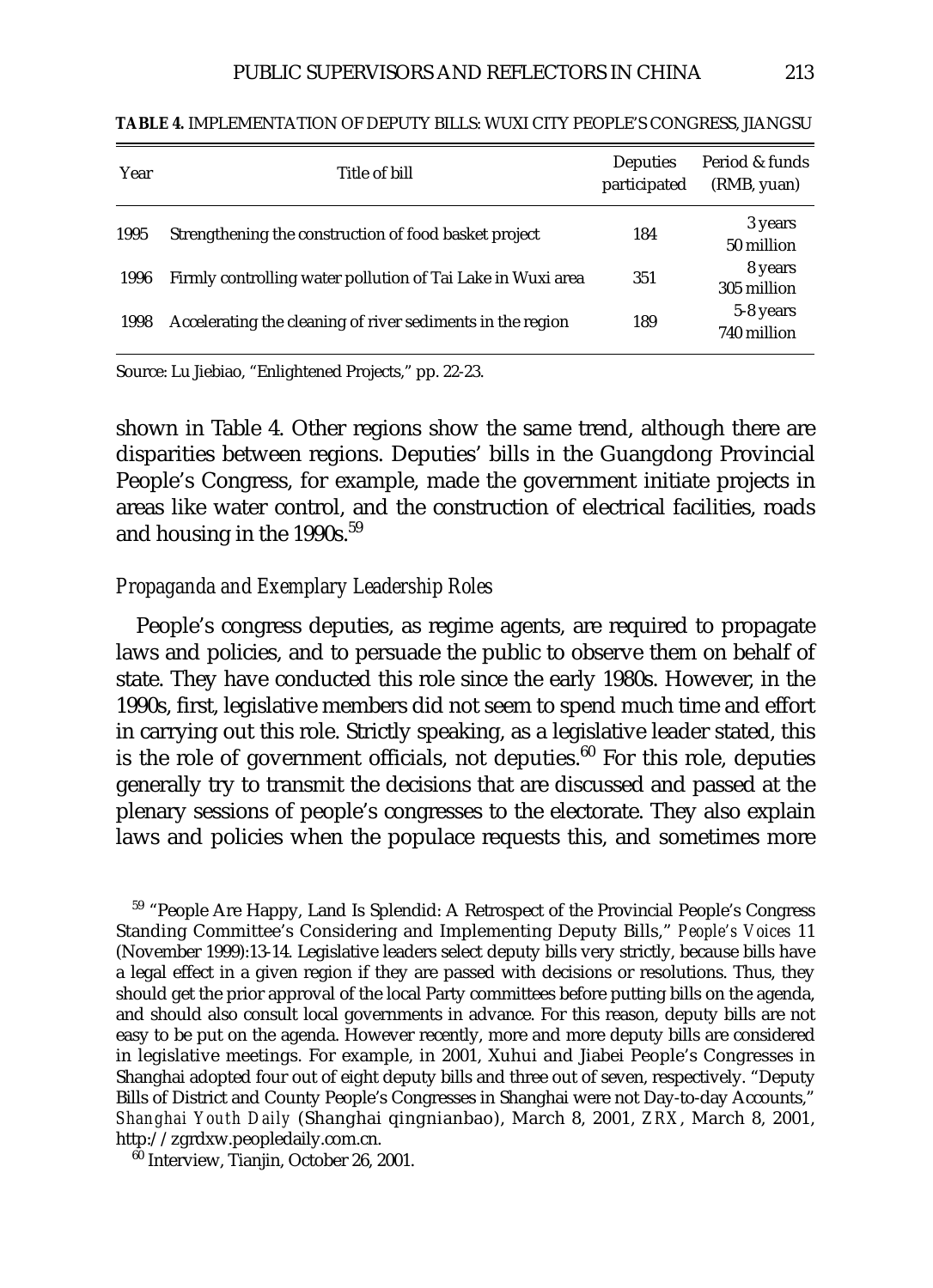**TABLE 4.** IMPLEMENTATION OF DEPUTY BILLS: WUXI CITY PEOPLE'S CONGRESS, JIANGSU

| Year | Title of bill | Deputies participated | Period & funds (RMB, yuan) |
|---|---|---|---|
| 1995 | Strengthening the construction of food basket project | 184 | 3 years 50 million |
| 1996 | Firmly controlling water pollution of Tai Lake in Wuxi area | 351 | 8 years 305 million |
| 1998 | Accelerating the cleaning of river sediments in the region | 189 | 5-8 years 740 million |

Source: Lu Jiebiao, "Enlightened Projects," pp. 22-23.

shown in Table 4. Other regions show the same trend, although there are disparities between regions. Deputies' bills in the Guangdong Provincial People's Congress, for example, made the government initiate projects in areas like water control, and the construction of electrical facilities, roads and housing in the 1990s.[59]

### *Propaganda and Exemplary Leadership Roles*

People's congress deputies, as regime agents, are required to propagate laws and policies, and to persuade the public to observe them on behalf of state. They have conducted this role since the early 1980s. However, in the 1990s, first, legislative members did not seem to spend much time and effort in carrying out this role. Strictly speaking, as a legislative leader stated, this is the role of government officials, not deputies.[60] For this role, deputies generally try to transmit the decisions that are discussed and passed at the plenary sessions of people's congresses to the electorate. They also explain laws and policies when the populace requests this, and sometimes more

[59] "People Are Happy, Land Is Splendid: A Retrospect of the Provincial People's Congress Standing Committee's Considering and Implementing Deputy Bills," *People's Voices* 11 (November 1999):13-14. Legislative leaders select deputy bills very strictly, because bills have a legal effect in a given region if they are passed with decisions or resolutions. Thus, they should get the prior approval of the local Party committees before putting bills on the agenda, and should also consult local governments in advance. For this reason, deputy bills are not easy to be put on the agenda. However recently, more and more deputy bills are considered in legislative meetings. For example, in 2001, Xuhui and Jiabei People's Congresses in Shanghai adopted four out of eight deputy bills and three out of seven, respectively. "Deputy Bills of District and County People's Congresses in Shanghai were not Day-to-day Accounts," *Shanghai Youth Daily* (Shanghai qingnianbao), March 8, 2001, *ZRX*, March 8, 2001, http://zgrdxw.peopledaily.com.cn.

[60] Interview, Tianjin, October 26, 2001.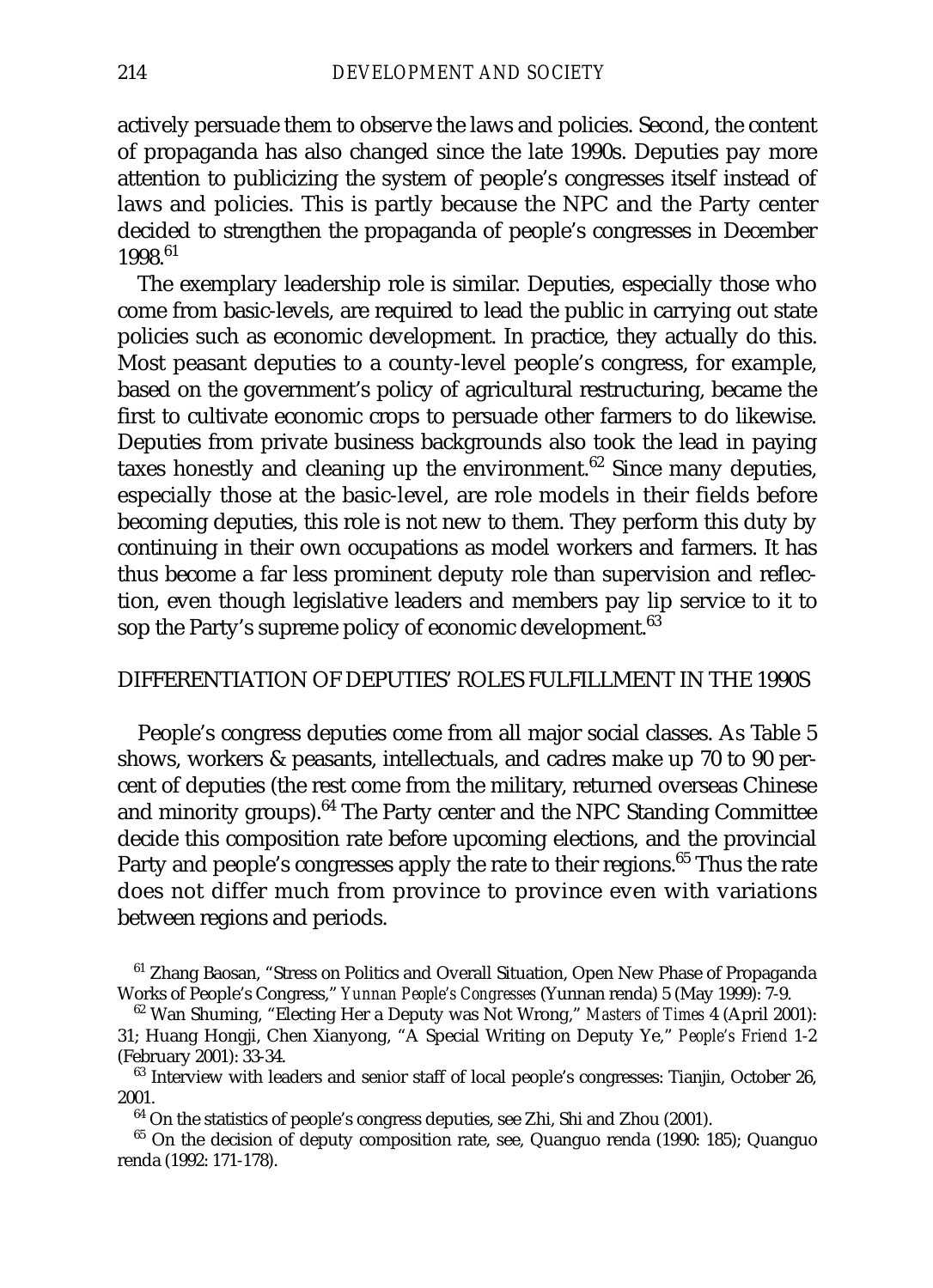actively persuade them to observe the laws and policies. Second, the content of propaganda has also changed since the late 1990s. Deputies pay more attention to publicizing the system of people's congresses itself instead of laws and policies. This is partly because the NPC and the Party center decided to strengthen the propaganda of people's congresses in December 1998.[61]

The exemplary leadership role is similar. Deputies, especially those who come from basic-levels, are required to lead the public in carrying out state policies such as economic development. In practice, they actually do this. Most peasant deputies to a county-level people's congress, for example, based on the government's policy of agricultural restructuring, became the first to cultivate economic crops to persuade other farmers to do likewise. Deputies from private business backgrounds also took the lead in paying taxes honestly and cleaning up the environment.[62] Since many deputies, especially those at the basic-level, are role models in their fields before becoming deputies, this role is not new to them. They perform this duty by continuing in their own occupations as model workers and farmers. It has thus become a far less prominent deputy role than supervision and reflection, even though legislative leaders and members pay lip service to it to sop the Party's supreme policy of economic development.[63]

## DIFFERENTIATION OF DEPUTIES' ROLES FULFILLMENT IN THE 1990S

People's congress deputies come from all major social classes. As Table 5 shows, workers & peasants, intellectuals, and cadres make up 70 to 90 percent of deputies (the rest come from the military, returned overseas Chinese and minority groups).[64] The Party center and the NPC Standing Committee decide this composition rate before upcoming elections, and the provincial Party and people's congresses apply the rate to their regions.[65] Thus the rate does not differ much from province to province even with variations between regions and periods.

[61] Zhang Baosan, "Stress on Politics and Overall Situation, Open New Phase of Propaganda Works of People's Congress," *Yunnan People's Congresses* (Yunnan renda) 5 (May 1999): 7-9.

[62] Wan Shuming, "Electing Her a Deputy was Not Wrong," *Masters of Times* 4 (April 2001): 31; Huang Hongji, Chen Xianyong, "A Special Writing on Deputy Ye," *People's Friend* 1-2 (February 2001): 33-34.

[63] Interview with leaders and senior staff of local people's congresses: Tianjin, October 26, 2001.

[64] On the statistics of people's congress deputies, see Zhi, Shi and Zhou (2001).

[65] On the decision of deputy composition rate, see, Quanguo renda (1990: 185); Quanguo renda (1992: 171-178).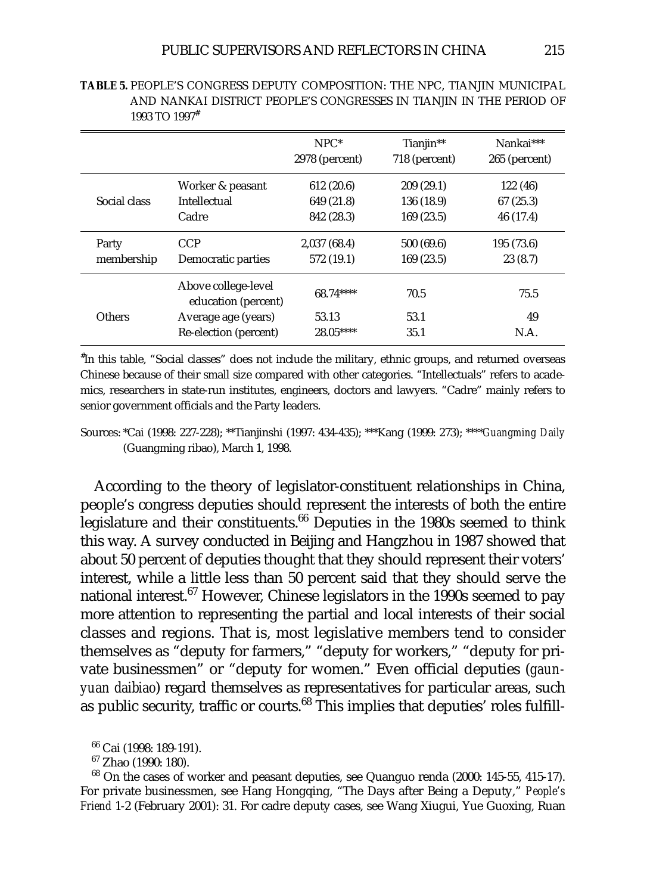**TABLE 5.** PEOPLE'S CONGRESS DEPUTY COMPOSITION: THE NPC, TIANJIN MUNICIPAL AND NANKAI DISTRICT PEOPLE'S CONGRESSES IN TIANJIN IN THE PERIOD OF 1993 TO 1997#

| | | NPC* 2978 (percent) | Tianjin** 718 (percent) | Nankai*** 265 (percent) |
|---|---|---|---|---|
| Social class | Worker & peasant | 612 (20.6) | 209 (29.1) | 122 (46) |
| | Intellectual | 649 (21.8) | 136 (18.9) | 67 (25.3) |
| | Cadre | 842 (28.3) | 169 (23.5) | 46 (17.4) |
| Party membership | CCP | 2,037 (68.4) | 500 (69.6) | 195 (73.6) |
| | Democratic parties | 572 (19.1) | 169 (23.5) | 23 (8.7) |
| Others | Above college-level education (percent) | 68.74**** | 70.5 | 75.5 |
| | Average age (years) | 53.13 | 53.1 | 49 |
| | Re-election (percent) | 28.05**** | 35.1 | N.A. |

#In this table, "Social classes" does not include the military, ethnic groups, and returned overseas Chinese because of their small size compared with other categories. "Intellectuals" refers to academics, researchers in state-run institutes, engineers, doctors and lawyers. "Cadre" mainly refers to senior government officials and the Party leaders.

Sources: *Cai (1998: 227-228); **Tianjinshi (1997: 434-435); ***Kang (1999: 273); ****_Guangming Daily_ (Guangming ribao), March 1, 1998.

According to the theory of legislator-constituent relationships in China, people's congress deputies should represent the interests of both the entire legislature and their constituents.[66] Deputies in the 1980s seemed to think this way. A survey conducted in Beijing and Hangzhou in 1987 showed that about 50 percent of deputies thought that they should represent their voters' interest, while a little less than 50 percent said that they should serve the national interest.[67] However, Chinese legislators in the 1990s seemed to pay more attention to representing the partial and local interests of their social classes and regions. That is, most legislative members tend to consider themselves as "deputy for farmers," "deputy for workers," "deputy for private businessmen" or "deputy for women." Even official deputies (*gaunyuan daibiao*) regard themselves as representatives for particular areas, such as public security, traffic or courts.[68] This implies that deputies' roles fulfill-

[66] Cai (1998: 189-191).

[67] Zhao (1990: 180).

[68] On the cases of worker and peasant deputies, see Quanguo renda (2000: 145-55, 415-17). For private businessmen, see Hang Hongqing, "The Days after Being a Deputy," *People's Friend* 1-2 (February 2001): 31. For cadre deputy cases, see Wang Xiugui, Yue Guoxing, Ruan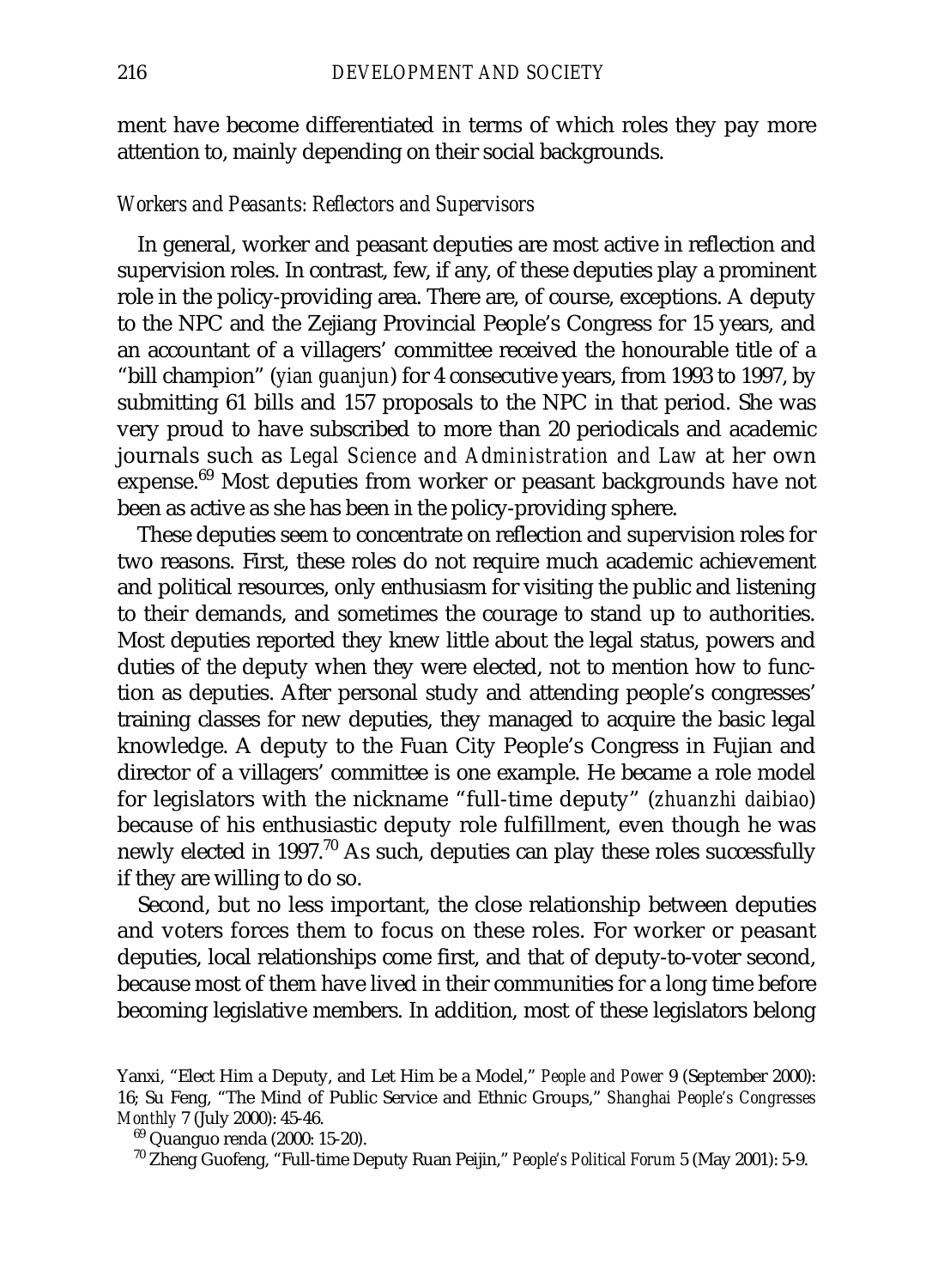ment have become differentiated in terms of which roles they pay more attention to, mainly depending on their social backgrounds.

*Workers and Peasants: Reflectors and Supervisors*

In general, worker and peasant deputies are most active in reflection and supervision roles. In contrast, few, if any, of these deputies play a prominent role in the policy-providing area. There are, of course, exceptions. A deputy to the NPC and the Zejiang Provincial People's Congress for 15 years, and an accountant of a villagers' committee received the honourable title of a "bill champion" (*yian guanjun*) for 4 consecutive years, from 1993 to 1997, by submitting 61 bills and 157 proposals to the NPC in that period. She was very proud to have subscribed to more than 20 periodicals and academic journals such as *Legal Science and Administration and Law* at her own expense.[69] Most deputies from worker or peasant backgrounds have not been as active as she has been in the policy-providing sphere.

These deputies seem to concentrate on reflection and supervision roles for two reasons. First, these roles do not require much academic achievement and political resources, only enthusiasm for visiting the public and listening to their demands, and sometimes the courage to stand up to authorities. Most deputies reported they knew little about the legal status, powers and duties of the deputy when they were elected, not to mention how to function as deputies. After personal study and attending people's congresses' training classes for new deputies, they managed to acquire the basic legal knowledge. A deputy to the Fuan City People's Congress in Fujian and director of a villagers' committee is one example. He became a role model for legislators with the nickname "full-time deputy" (*zhuanzhi daibiao*) because of his enthusiastic deputy role fulfillment, even though he was newly elected in 1997.[70] As such, deputies can play these roles successfully if they are willing to do so.

Second, but no less important, the close relationship between deputies and voters forces them to focus on these roles. For worker or peasant deputies, local relationships come first, and that of deputy-to-voter second, because most of them have lived in their communities for a long time before becoming legislative members. In addition, most of these legislators belong

Yanxi, "Elect Him a Deputy, and Let Him be a Model," *People and Power* 9 (September 2000): 16; Su Feng, "The Mind of Public Service and Ethnic Groups," *Shanghai People's Congresses Monthly* 7 (July 2000): 45-46.

[69] Quanguo renda (2000: 15-20).

[70] Zheng Guofeng, "Full-time Deputy Ruan Peijin," *People's Political Forum* 5 (May 2001): 5-9.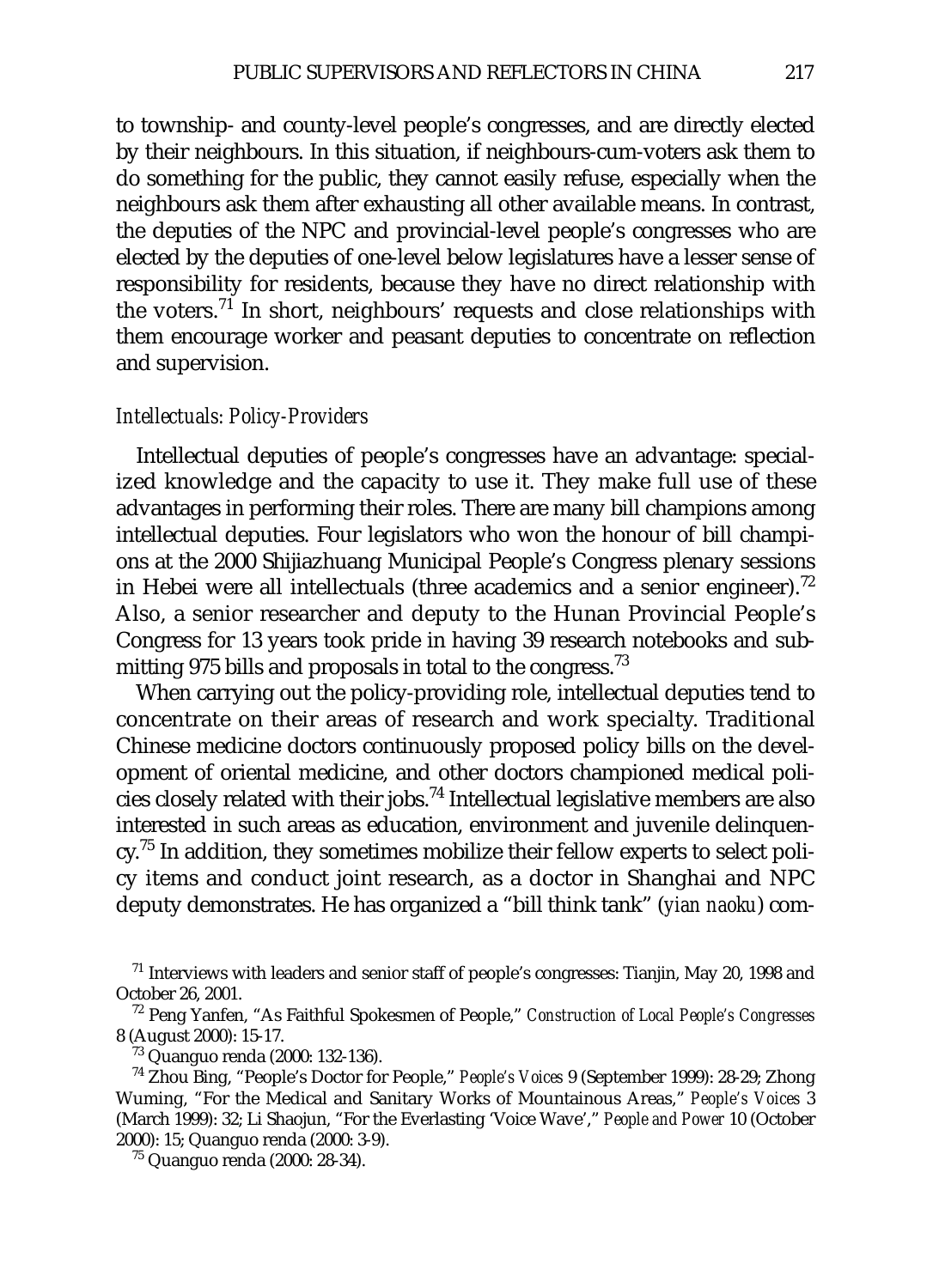to township- and county-level people's congresses, and are directly elected by their neighbours. In this situation, if neighbours-cum-voters ask them to do something for the public, they cannot easily refuse, especially when the neighbours ask them after exhausting all other available means. In contrast, the deputies of the NPC and provincial-level people's congresses who are elected by the deputies of one-level below legislatures have a lesser sense of responsibility for residents, because they have no direct relationship with the voters.[71] In short, neighbours' requests and close relationships with them encourage worker and peasant deputies to concentrate on reflection and supervision.

### *Intellectuals: Policy-Providers*

Intellectual deputies of people's congresses have an advantage: specialized knowledge and the capacity to use it. They make full use of these advantages in performing their roles. There are many bill champions among intellectual deputies. Four legislators who won the honour of bill champions at the 2000 Shijiazhuang Municipal People's Congress plenary sessions in Hebei were all intellectuals (three academics and a senior engineer).[72] Also, a senior researcher and deputy to the Hunan Provincial People's Congress for 13 years took pride in having 39 research notebooks and submitting 975 bills and proposals in total to the congress.[73]

When carrying out the policy-providing role, intellectual deputies tend to concentrate on their areas of research and work specialty. Traditional Chinese medicine doctors continuously proposed policy bills on the development of oriental medicine, and other doctors championed medical policies closely related with their jobs.[74] Intellectual legislative members are also interested in such areas as education, environment and juvenile delinquency.[75] In addition, they sometimes mobilize their fellow experts to select policy items and conduct joint research, as a doctor in Shanghai and NPC deputy demonstrates. He has organized a "bill think tank" (*yian naoku*) com-

---

[71] Interviews with leaders and senior staff of people's congresses: Tianjin, May 20, 1998 and October 26, 2001.

[72] Peng Yanfen, "As Faithful Spokesmen of People," *Construction of Local People's Congresses* 8 (August 2000): 15-17.

[73] Quanguo renda (2000: 132-136).

[74] Zhou Bing, "People's Doctor for People," *People's Voices* 9 (September 1999): 28-29; Zhong Wuming, "For the Medical and Sanitary Works of Mountainous Areas," *People's Voices* 3 (March 1999): 32; Li Shaojun, "For the Everlasting 'Voice Wave'," *People and Power* 10 (October 2000): 15; Quanguo renda (2000: 3-9).

[75] Quanguo renda (2000: 28-34).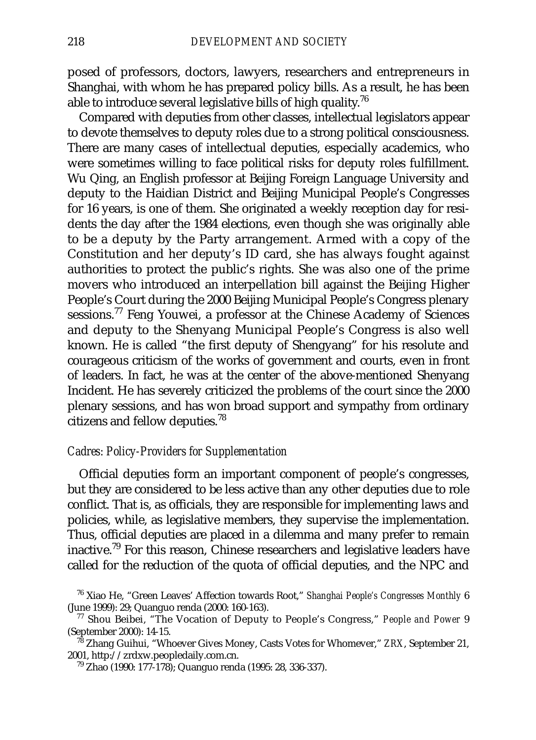posed of professors, doctors, lawyers, researchers and entrepreneurs in Shanghai, with whom he has prepared policy bills. As a result, he has been able to introduce several legislative bills of high quality.[76]

Compared with deputies from other classes, intellectual legislators appear to devote themselves to deputy roles due to a strong political consciousness. There are many cases of intellectual deputies, especially academics, who were sometimes willing to face political risks for deputy roles fulfillment. Wu Qing, an English professor at Beijing Foreign Language University and deputy to the Haidian District and Beijing Municipal People's Congresses for 16 years, is one of them. She originated a weekly reception day for residents the day after the 1984 elections, even though she was originally able to be a deputy by the Party arrangement. Armed with a copy of the Constitution and her deputy's ID card, she has always fought against authorities to protect the public's rights. She was also one of the prime movers who introduced an interpellation bill against the Beijing Higher People's Court during the 2000 Beijing Municipal People's Congress plenary sessions.[77] Feng Youwei, a professor at the Chinese Academy of Sciences and deputy to the Shenyang Municipal People's Congress is also well known. He is called "the first deputy of Shengyang" for his resolute and courageous criticism of the works of government and courts, even in front of leaders. In fact, he was at the center of the above-mentioned Shenyang Incident. He has severely criticized the problems of the court since the 2000 plenary sessions, and has won broad support and sympathy from ordinary citizens and fellow deputies.[78]

### *Cadres: Policy-Providers for Supplementation*

Official deputies form an important component of people's congresses, but they are considered to be less active than any other deputies due to role conflict. That is, as officials, they are responsible for implementing laws and policies, while, as legislative members, they supervise the implementation. Thus, official deputies are placed in a dilemma and many prefer to remain inactive.[79] For this reason, Chinese researchers and legislative leaders have called for the reduction of the quota of official deputies, and the NPC and

[76] Xiao He, "Green Leaves' Affection towards Root," *Shanghai People's Congresses Monthly* 6 (June 1999): 29; Quanguo renda (2000: 160-163).

[77] Shou Beibei, "The Vocation of Deputy to People's Congress," *People and Power* 9 (September 2000): 14-15.

[78] Zhang Guihui, "Whoever Gives Money, Casts Votes for Whomever," *ZRX*, September 21, 2001, http://zrdxw.peopledaily.com.cn.

[79] Zhao (1990: 177-178); Quanguo renda (1995: 28, 336-337).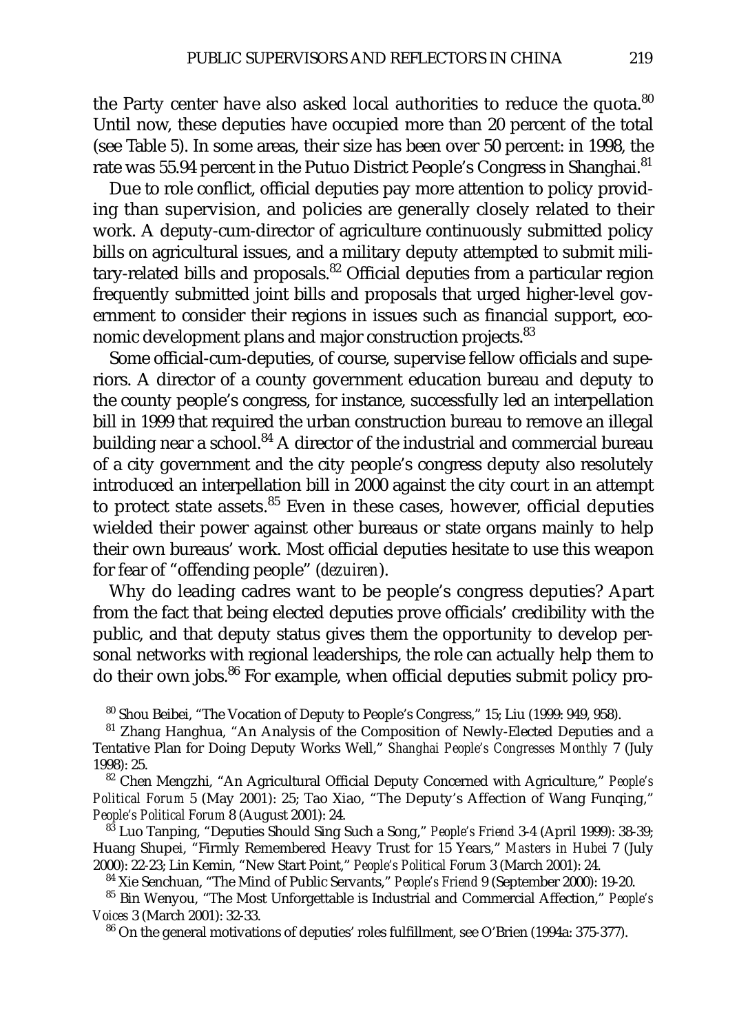the Party center have also asked local authorities to reduce the quota.[80] Until now, these deputies have occupied more than 20 percent of the total (see Table 5). In some areas, their size has been over 50 percent: in 1998, the rate was 55.94 percent in the Putuo District People's Congress in Shanghai.[81]

Due to role conflict, official deputies pay more attention to policy providing than supervision, and policies are generally closely related to their work. A deputy-cum-director of agriculture continuously submitted policy bills on agricultural issues, and a military deputy attempted to submit military-related bills and proposals.[82] Official deputies from a particular region frequently submitted joint bills and proposals that urged higher-level government to consider their regions in issues such as financial support, economic development plans and major construction projects.[83]

Some official-cum-deputies, of course, supervise fellow officials and superiors. A director of a county government education bureau and deputy to the county people's congress, for instance, successfully led an interpellation bill in 1999 that required the urban construction bureau to remove an illegal building near a school.[84] A director of the industrial and commercial bureau of a city government and the city people's congress deputy also resolutely introduced an interpellation bill in 2000 against the city court in an attempt to protect state assets.[85] Even in these cases, however, official deputies wielded their power against other bureaus or state organs mainly to help their own bureaus' work. Most official deputies hesitate to use this weapon for fear of "offending people" (*dezuiren*).

Why do leading cadres want to be people's congress deputies? Apart from the fact that being elected deputies prove officials' credibility with the public, and that deputy status gives them the opportunity to develop personal networks with regional leaderships, the role can actually help them to do their own jobs.[86] For example, when official deputies submit policy pro-

---

[80] Shou Beibei, "The Vocation of Deputy to People's Congress," 15; Liu (1999: 949, 958).

[81] Zhang Hanghua, "An Analysis of the Composition of Newly-Elected Deputies and a Tentative Plan for Doing Deputy Works Well," *Shanghai People's Congresses Monthly* 7 (July 1998): 25.

[82] Chen Mengzhi, "An Agricultural Official Deputy Concerned with Agriculture," *People's Political Forum* 5 (May 2001): 25; Tao Xiao, "The Deputy's Affection of Wang Funqing," *People's Political Forum* 8 (August 2001): 24.

[83] Luo Tanping, "Deputies Should Sing Such a Song," *People's Friend* 3-4 (April 1999): 38-39; Huang Shupei, "Firmly Remembered Heavy Trust for 15 Years," *Masters in Hubei* 7 (July 2000): 22-23; Lin Kemin, "New Start Point," *People's Political Forum* 3 (March 2001): 24.

[84] Xie Senchuan, "The Mind of Public Servants," *People's Friend* 9 (September 2000): 19-20.

[85] Bin Wenyou, "The Most Unforgettable is Industrial and Commercial Affection," *People's Voices* 3 (March 2001): 32-33.

[86] On the general motivations of deputies' roles fulfillment, see O'Brien (1994a: 375-377).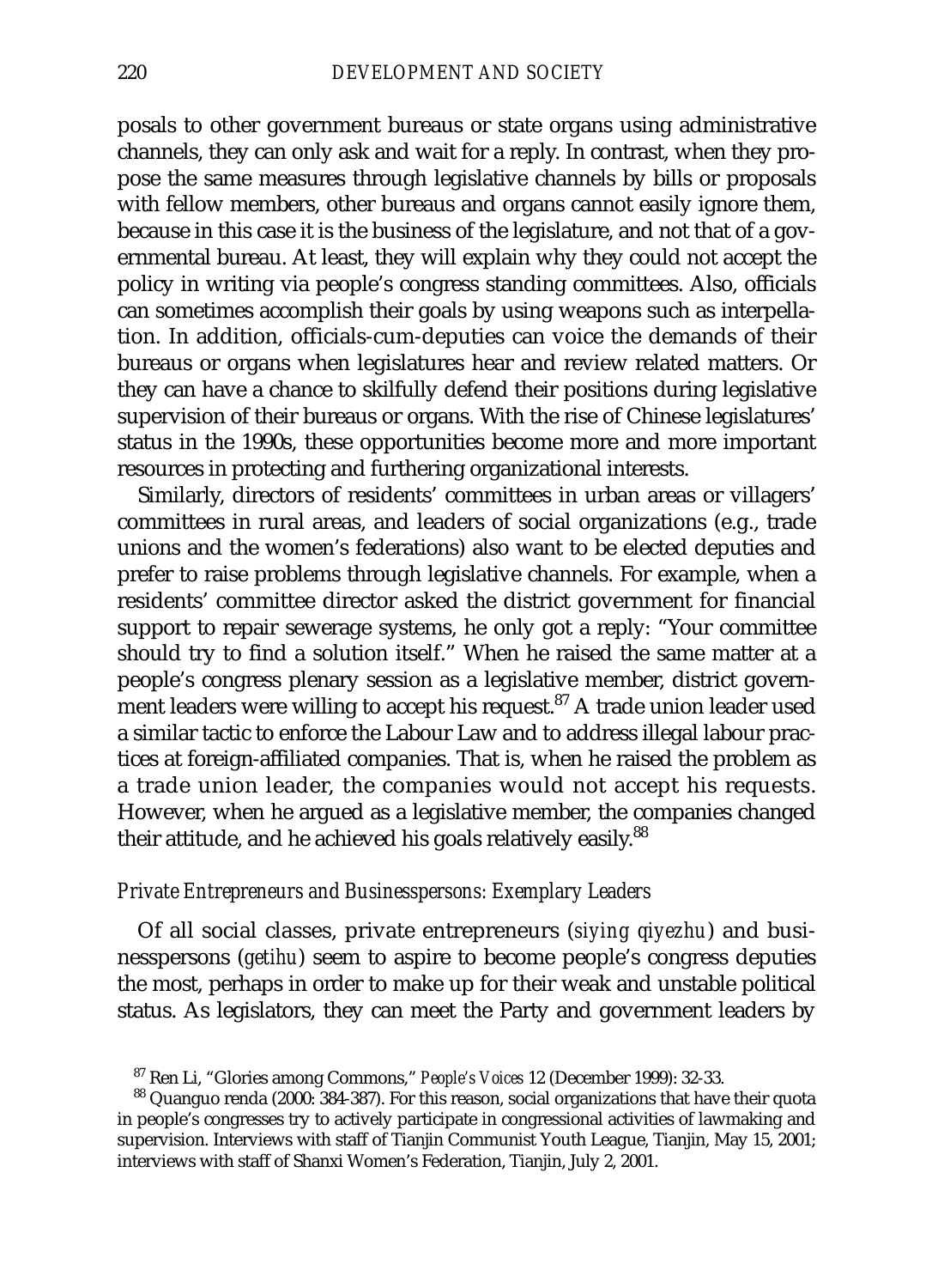posals to other government bureaus or state organs using administrative channels, they can only ask and wait for a reply. In contrast, when they propose the same measures through legislative channels by bills or proposals with fellow members, other bureaus and organs cannot easily ignore them, because in this case it is the business of the legislature, and not that of a governmental bureau. At least, they will explain why they could not accept the policy in writing via people's congress standing committees. Also, officials can sometimes accomplish their goals by using weapons such as interpellation. In addition, officials-cum-deputies can voice the demands of their bureaus or organs when legislatures hear and review related matters. Or they can have a chance to skilfully defend their positions during legislative supervision of their bureaus or organs. With the rise of Chinese legislatures' status in the 1990s, these opportunities become more and more important resources in protecting and furthering organizational interests.

Similarly, directors of residents' committees in urban areas or villagers' committees in rural areas, and leaders of social organizations (e.g., trade unions and the women's federations) also want to be elected deputies and prefer to raise problems through legislative channels. For example, when a residents' committee director asked the district government for financial support to repair sewerage systems, he only got a reply: "Your committee should try to find a solution itself." When he raised the same matter at a people's congress plenary session as a legislative member, district government leaders were willing to accept his request.[87] A trade union leader used a similar tactic to enforce the Labour Law and to address illegal labour practices at foreign-affiliated companies. That is, when he raised the problem as a trade union leader, the companies would not accept his requests. However, when he argued as a legislative member, the companies changed their attitude, and he achieved his goals relatively easily.[88]

### *Private Entrepreneurs and Businesspersons: Exemplary Leaders*

Of all social classes, private entrepreneurs (*siying qiyezhu*) and businesspersons (*getihu*) seem to aspire to become people's congress deputies the most, perhaps in order to make up for their weak and unstable political status. As legislators, they can meet the Party and government leaders by

---

[87] Ren Li, "Glories among Commons," *People's Voices* 12 (December 1999): 32-33.

[88] Quanguo renda (2000: 384-387). For this reason, social organizations that have their quota in people's congresses try to actively participate in congressional activities of lawmaking and supervision. Interviews with staff of Tianjin Communist Youth League, Tianjin, May 15, 2001; interviews with staff of Shanxi Women's Federation, Tianjin, July 2, 2001.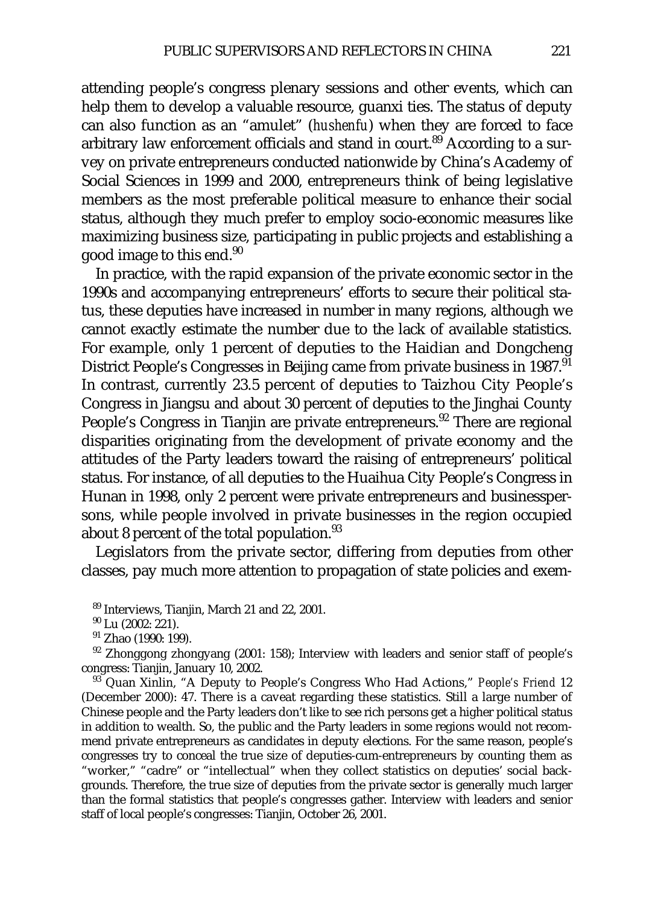attending people's congress plenary sessions and other events, which can help them to develop a valuable resource, guanxi ties. The status of deputy can also function as an "amulet" (*hushenfu*) when they are forced to face arbitrary law enforcement officials and stand in court.[89] According to a survey on private entrepreneurs conducted nationwide by China's Academy of Social Sciences in 1999 and 2000, entrepreneurs think of being legislative members as the most preferable political measure to enhance their social status, although they much prefer to employ socio-economic measures like maximizing business size, participating in public projects and establishing a good image to this end.[90]

In practice, with the rapid expansion of the private economic sector in the 1990s and accompanying entrepreneurs' efforts to secure their political status, these deputies have increased in number in many regions, although we cannot exactly estimate the number due to the lack of available statistics. For example, only 1 percent of deputies to the Haidian and Dongcheng District People's Congresses in Beijing came from private business in 1987.[91] In contrast, currently 23.5 percent of deputies to Taizhou City People's Congress in Jiangsu and about 30 percent of deputies to the Jinghai County People's Congress in Tianjin are private entrepreneurs.[92] There are regional disparities originating from the development of private economy and the attitudes of the Party leaders toward the raising of entrepreneurs' political status. For instance, of all deputies to the Huaihua City People's Congress in Hunan in 1998, only 2 percent were private entrepreneurs and businesspersons, while people involved in private businesses in the region occupied about 8 percent of the total population.[93]

Legislators from the private sector, differing from deputies from other classes, pay much more attention to propagation of state policies and exem-

[89] Interviews, Tianjin, March 21 and 22, 2001.

[90] Lu (2002: 221).

[91] Zhao (1990: 199).

[92] Zhonggong zhongyang (2001: 158); Interview with leaders and senior staff of people's congress: Tianjin, January 10, 2002.

[93] Quan Xinlin, "A Deputy to People's Congress Who Had Actions," *People's Friend* 12 (December 2000): 47. There is a caveat regarding these statistics. Still a large number of Chinese people and the Party leaders don't like to see rich persons get a higher political status in addition to wealth. So, the public and the Party leaders in some regions would not recommend private entrepreneurs as candidates in deputy elections. For the same reason, people's congresses try to conceal the true size of deputies-cum-entrepreneurs by counting them as "worker," "cadre" or "intellectual" when they collect statistics on deputies' social backgrounds. Therefore, the true size of deputies from the private sector is generally much larger than the formal statistics that people's congresses gather. Interview with leaders and senior staff of local people's congresses: Tianjin, October 26, 2001.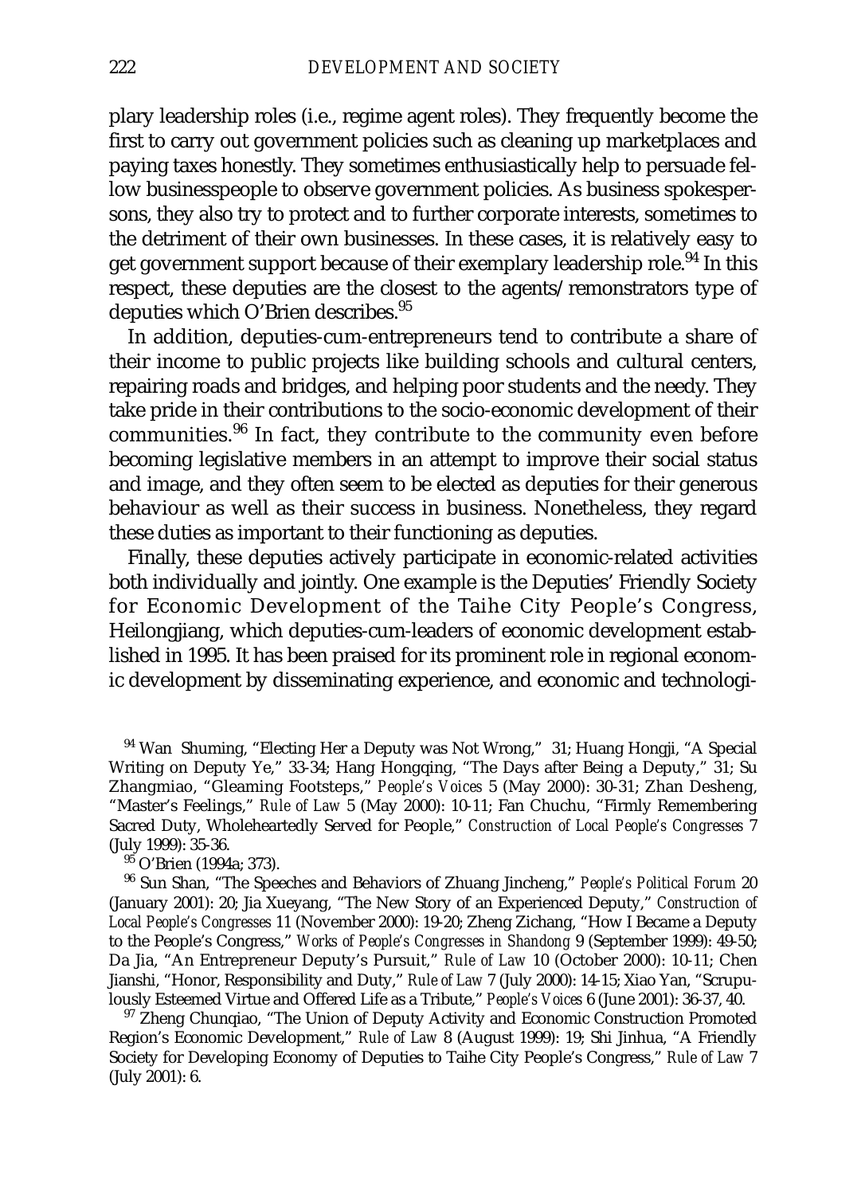plary leadership roles (i.e., regime agent roles). They frequently become the first to carry out government policies such as cleaning up marketplaces and paying taxes honestly. They sometimes enthusiastically help to persuade fellow businesspeople to observe government policies. As business spokespersons, they also try to protect and to further corporate interests, sometimes to the detriment of their own businesses. In these cases, it is relatively easy to get government support because of their exemplary leadership role.[94] In this respect, these deputies are the closest to the agents/remonstrators type of deputies which O'Brien describes.[95]

In addition, deputies-cum-entrepreneurs tend to contribute a share of their income to public projects like building schools and cultural centers, repairing roads and bridges, and helping poor students and the needy. They take pride in their contributions to the socio-economic development of their communities.[96] In fact, they contribute to the community even before becoming legislative members in an attempt to improve their social status and image, and they often seem to be elected as deputies for their generous behaviour as well as their success in business. Nonetheless, they regard these duties as important to their functioning as deputies.

Finally, these deputies actively participate in economic-related activities both individually and jointly. One example is the Deputies' Friendly Society for Economic Development of the Taihe City People's Congress, Heilongjiang, which deputies-cum-leaders of economic development established in 1995. It has been praised for its prominent role in regional economic development by disseminating experience, and economic and technologi-

[94] Wan Shuming, "Electing Her a Deputy was Not Wrong," 31; Huang Hongji, "A Special Writing on Deputy Ye," 33-34; Hang Hongqing, "The Days after Being a Deputy," 31; Su Zhangmiao, "Gleaming Footsteps," *People's Voices* 5 (May 2000): 30-31; Zhan Desheng, "Master's Feelings," *Rule of Law* 5 (May 2000): 10-11; Fan Chuchu, "Firmly Remembering Sacred Duty, Wholeheartedly Served for People," *Construction of Local People's Congresses* 7 (July 1999): 35-36.

[95] O'Brien (1994a; 373).

[96] Sun Shan, "The Speeches and Behaviors of Zhuang Jincheng," *People's Political Forum* 20 (January 2001): 20; Jia Xueyang, "The New Story of an Experienced Deputy," *Construction of Local People's Congresses* 11 (November 2000): 19-20; Zheng Zichang, "How I Became a Deputy to the People's Congress," *Works of People's Congresses in Shandong* 9 (September 1999): 49-50; Da Jia, "An Entrepreneur Deputy's Pursuit," *Rule of Law* 10 (October 2000): 10-11; Chen Jianshi, "Honor, Responsibility and Duty," *Rule of Law* 7 (July 2000): 14-15; Xiao Yan, "Scrupulously Esteemed Virtue and Offered Life as a Tribute," *People's Voices* 6 (June 2001): 36-37, 40.

[97] Zheng Chunqiao, "The Union of Deputy Activity and Economic Construction Promoted Region's Economic Development," *Rule of Law* 8 (August 1999): 19; Shi Jinhua, "A Friendly Society for Developing Economy of Deputies to Taihe City People's Congress," *Rule of Law* 7 (July 2001): 6.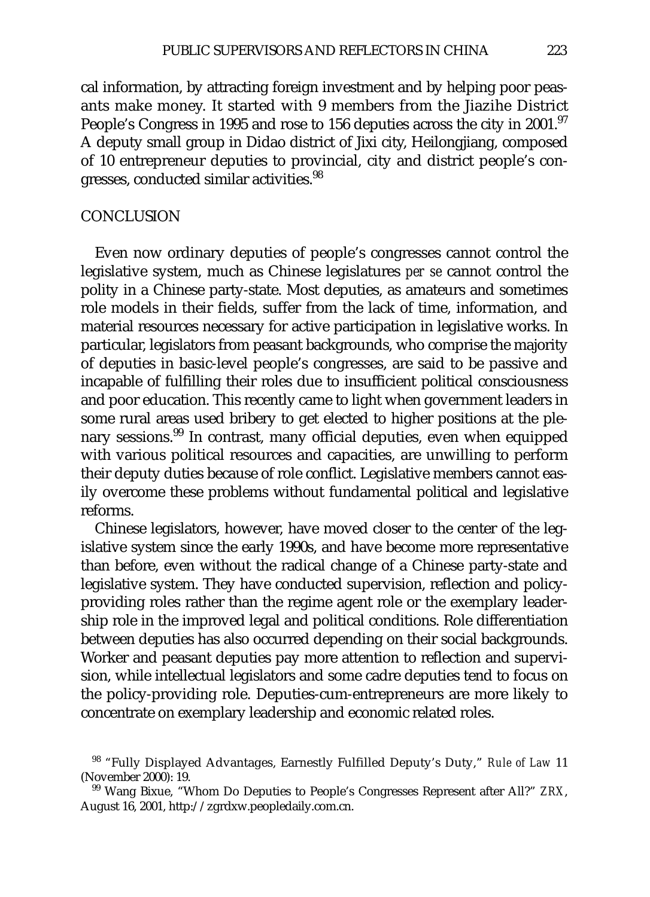cal information, by attracting foreign investment and by helping poor peasants make money. It started with 9 members from the Jiazihe District People's Congress in 1995 and rose to 156 deputies across the city in 2001.[97] A deputy small group in Didao district of Jixi city, Heilongjiang, composed of 10 entrepreneur deputies to provincial, city and district people's congresses, conducted similar activities.[98]

## CONCLUSION

Even now ordinary deputies of people's congresses cannot control the legislative system, much as Chinese legislatures *per se* cannot control the polity in a Chinese party-state. Most deputies, as amateurs and sometimes role models in their fields, suffer from the lack of time, information, and material resources necessary for active participation in legislative works. In particular, legislators from peasant backgrounds, who comprise the majority of deputies in basic-level people's congresses, are said to be passive and incapable of fulfilling their roles due to insufficient political consciousness and poor education. This recently came to light when government leaders in some rural areas used bribery to get elected to higher positions at the plenary sessions.[99] In contrast, many official deputies, even when equipped with various political resources and capacities, are unwilling to perform their deputy duties because of role conflict. Legislative members cannot easily overcome these problems without fundamental political and legislative reforms.

Chinese legislators, however, have moved closer to the center of the legislative system since the early 1990s, and have become more representative than before, even without the radical change of a Chinese party-state and legislative system. They have conducted supervision, reflection and policy-providing roles rather than the regime agent role or the exemplary leadership role in the improved legal and political conditions. Role differentiation between deputies has also occurred depending on their social backgrounds. Worker and peasant deputies pay more attention to reflection and supervision, while intellectual legislators and some cadre deputies tend to focus on the policy-providing role. Deputies-cum-entrepreneurs are more likely to concentrate on exemplary leadership and economic related roles.

---

[98] "Fully Displayed Advantages, Earnestly Fulfilled Deputy's Duty," *Rule of Law* 11 (November 2000): 19.

[99] Wang Bixue, "Whom Do Deputies to People's Congresses Represent after All?" *ZRX*, August 16, 2001, http://zgrdxw.peopledaily.com.cn.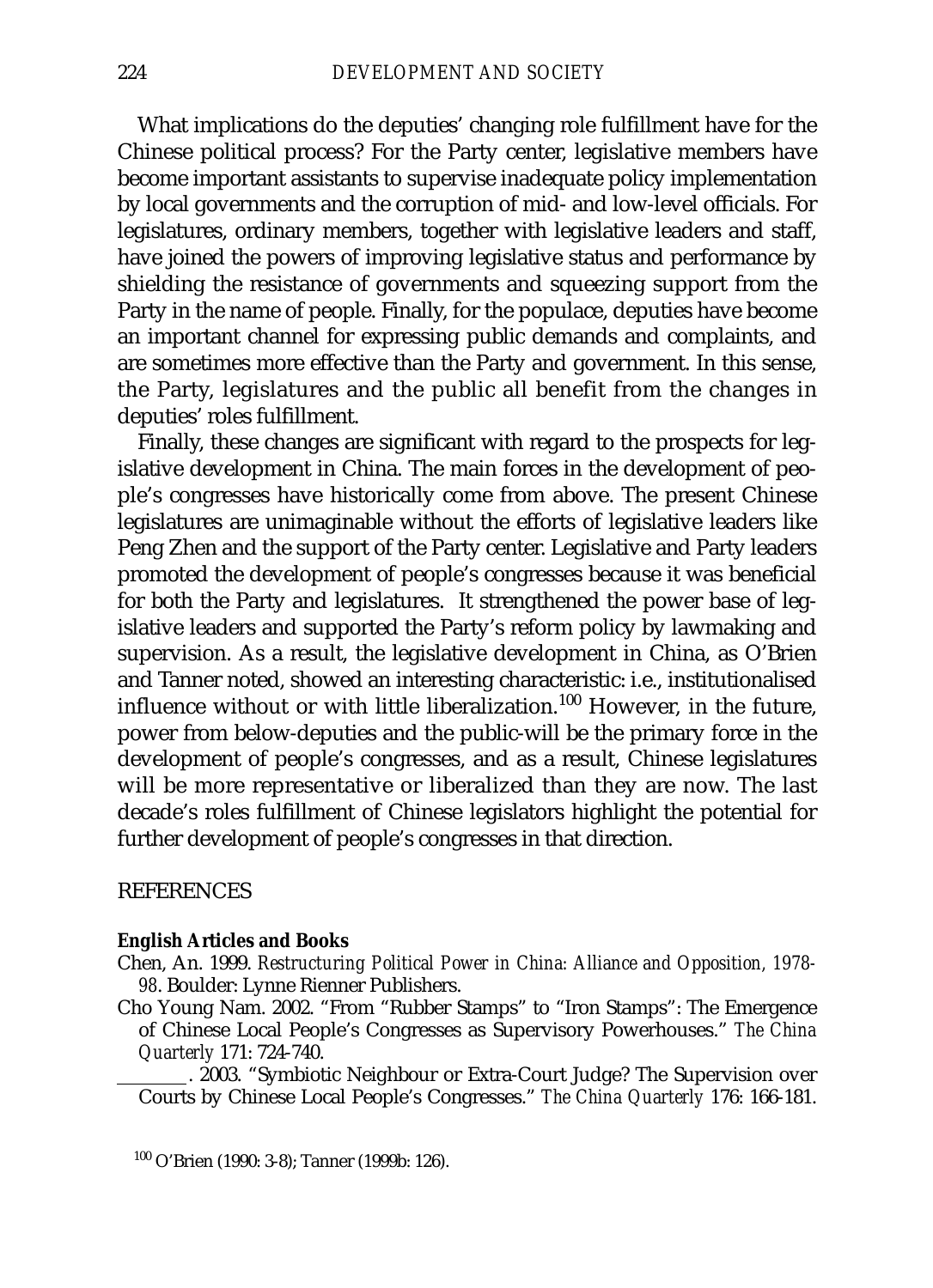What implications do the deputies' changing role fulfillment have for the Chinese political process? For the Party center, legislative members have become important assistants to supervise inadequate policy implementation by local governments and the corruption of mid- and low-level officials. For legislatures, ordinary members, together with legislative leaders and staff, have joined the powers of improving legislative status and performance by shielding the resistance of governments and squeezing support from the Party in the name of people. Finally, for the populace, deputies have become an important channel for expressing public demands and complaints, and are sometimes more effective than the Party and government. In this sense, the Party, legislatures and the public all benefit from the changes in deputies' roles fulfillment.

Finally, these changes are significant with regard to the prospects for legislative development in China. The main forces in the development of people's congresses have historically come from above. The present Chinese legislatures are unimaginable without the efforts of legislative leaders like Peng Zhen and the support of the Party center. Legislative and Party leaders promoted the development of people's congresses because it was beneficial for both the Party and legislatures. It strengthened the power base of legislative leaders and supported the Party's reform policy by lawmaking and supervision. As a result, the legislative development in China, as O'Brien and Tanner noted, showed an interesting characteristic: i.e., institutionalised influence without or with little liberalization.[100] However, in the future, power from below-deputies and the public-will be the primary force in the development of people's congresses, and as a result, Chinese legislatures will be more representative or liberalized than they are now. The last decade's roles fulfillment of Chinese legislators highlight the potential for further development of people's congresses in that direction.

## REFERENCES

**English Articles and Books**

Chen, An. 1999. *Restructuring Political Power in China: Alliance and Opposition, 1978-98*. Boulder: Lynne Rienner Publishers.

Cho Young Nam. 2002. "From "Rubber Stamps" to "Iron Stamps": The Emergence of Chinese Local People's Congresses as Supervisory Powerhouses." *The China Quarterly* 171: 724-740.

\_\_\_\_\_\_\_\_. 2003. "Symbiotic Neighbour or Extra-Court Judge? The Supervision over Courts by Chinese Local People's Congresses." *The China Quarterly* 176: 166-181.

[100] O'Brien (1990: 3-8); Tanner (1999b: 126).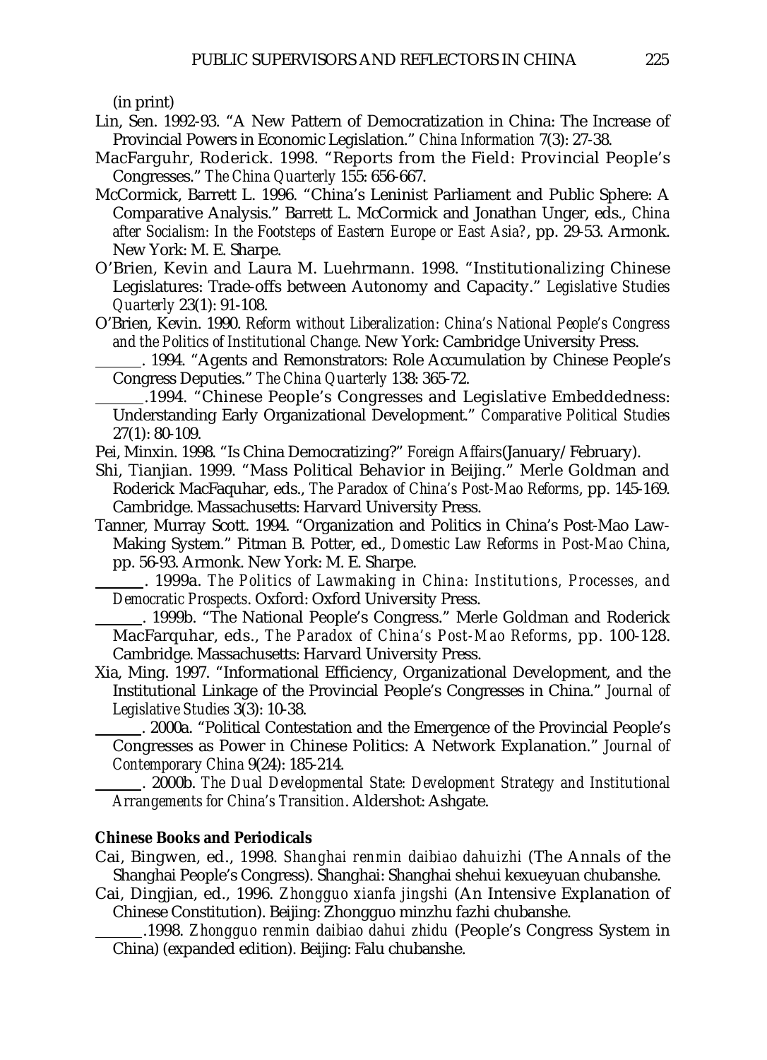(in print)

Lin, Sen. 1992-93. "A New Pattern of Democratization in China: The Increase of Provincial Powers in Economic Legislation." *China Information* 7(3): 27-38.

MacFarguhr, Roderick. 1998. "Reports from the Field: Provincial People's Congresses." *The China Quarterly* 155: 656-667.

McCormick, Barrett L. 1996. "China's Leninist Parliament and Public Sphere: A Comparative Analysis." Barrett L. McCormick and Jonathan Unger, eds., *China after Socialism: In the Footsteps of Eastern Europe or East Asia?*, pp. 29-53. Armonk. New York: M. E. Sharpe.

O'Brien, Kevin and Laura M. Luehrmann. 1998. "Institutionalizing Chinese Legislatures: Trade-offs between Autonomy and Capacity." *Legislative Studies Quarterly* 23(1): 91-108.

O'Brien, Kevin. 1990. *Reform without Liberalization: China's National People's Congress and the Politics of Institutional Change*. New York: Cambridge University Press.

______. 1994. "Agents and Remonstrators: Role Accumulation by Chinese People's Congress Deputies." *The China Quarterly* 138: 365-72.

______.1994. "Chinese People's Congresses and Legislative Embeddedness: Understanding Early Organizational Development." *Comparative Political Studies* 27(1): 80-109.

Pei, Minxin. 1998. "Is China Democratizing?" *Foreign Affairs*(January/February).

Shi, Tianjian. 1999. "Mass Political Behavior in Beijing." Merle Goldman and Roderick MacFaquhar, eds., *The Paradox of China's Post-Mao Reforms*, pp. 145-169. Cambridge. Massachusetts: Harvard University Press.

Tanner, Murray Scott. 1994. "Organization and Politics in China's Post-Mao Law-Making System." Pitman B. Potter, ed., *Domestic Law Reforms in Post-Mao China*, pp. 56-93. Armonk. New York: M. E. Sharpe.

______. 1999a. *The Politics of Lawmaking in China: Institutions, Processes, and Democratic Prospects*. Oxford: Oxford University Press.

______. 1999b. "The National People's Congress." Merle Goldman and Roderick MacFarquhar, eds., *The Paradox of China's Post-Mao Reforms*, pp. 100-128. Cambridge. Massachusetts: Harvard University Press.

Xia, Ming. 1997. "Informational Efficiency, Organizational Development, and the Institutional Linkage of the Provincial People's Congresses in China." *Journal of Legislative Studies* 3(3): 10-38.

______. 2000a. "Political Contestation and the Emergence of the Provincial People's Congresses as Power in Chinese Politics: A Network Explanation." *Journal of Contemporary China* 9(24): 185-214.

______. 2000b. *The Dual Developmental State: Development Strategy and Institutional Arrangements for China's Transition*. Aldershot: Ashgate.

**Chinese Books and Periodicals**

Cai, Bingwen, ed., 1998. *Shanghai renmin daibiao dahuizhi* (The Annals of the Shanghai People's Congress). Shanghai: Shanghai shehui kexueyuan chubanshe.

Cai, Dingjian, ed., 1996. *Zhongguo xianfa jingshi* (An Intensive Explanation of Chinese Constitution). Beijing: Zhongguo minzhu fazhi chubanshe.

______.1998. *Zhongguo renmin daibiao dahui zhidu* (People's Congress System in China) (expanded edition). Beijing: Falu chubanshe.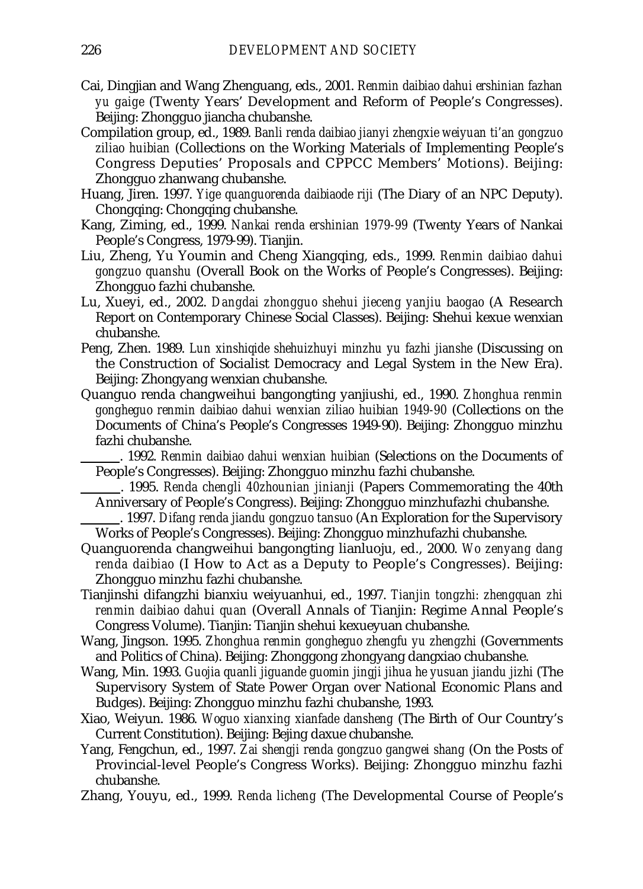Cai, Dingjian and Wang Zhenguang, eds., 2001. *Renmin daibiao dahui ershinian fazhan yu gaige* (Twenty Years' Development and Reform of People's Congresses). Beijing: Zhongguo jiancha chubanshe.

Compilation group, ed., 1989. *Banli renda daibiao jianyi zhengxie weiyuan ti'an gongzuo ziliao huibian* (Collections on the Working Materials of Implementing People's Congress Deputies' Proposals and CPPCC Members' Motions). Beijing: Zhongguo zhanwang chubanshe.

Huang, Jiren. 1997. *Yige quanguorenda daibiaode riji* (The Diary of an NPC Deputy). Chongqing: Chongqing chubanshe.

Kang, Ziming, ed., 1999. *Nankai renda ershinian 1979-99* (Twenty Years of Nankai People's Congress, 1979-99). Tianjin.

Liu, Zheng, Yu Youmin and Cheng Xiangqing, eds., 1999. *Renmin daibiao dahui gongzuo quanshu* (Overall Book on the Works of People's Congresses). Beijing: Zhongguo fazhi chubanshe.

Lu, Xueyi, ed., 2002. *Dangdai zhongguo shehui jieceng yanjiu baogao* (A Research Report on Contemporary Chinese Social Classes). Beijing: Shehui kexue wenxian chubanshe.

Peng, Zhen. 1989. *Lun xinshiqide shehuizhuyi minzhu yu fazhi jianshe* (Discussing on the Construction of Socialist Democracy and Legal System in the New Era). Beijing: Zhongyang wenxian chubanshe.

Quanguo renda changweihui bangongting yanjiushi, ed., 1990. *Zhonghua renmin gongheguo renmin daibiao dahui wenxian ziliao huibian 1949-90* (Collections on the Documents of China's People's Congresses 1949-90). Beijing: Zhongguo minzhu fazhi chubanshe.

\_\_\_\_\_\_. 1992. *Renmin daibiao dahui wenxian huibian* (Selections on the Documents of People's Congresses). Beijing: Zhongguo minzhu fazhi chubanshe.

\_\_\_\_\_\_. 1995. *Renda chengli 40zhounian jinianji* (Papers Commemorating the 40th Anniversary of People's Congress). Beijing: Zhongguo minzhufazhi chubanshe.

\_\_\_\_\_\_. 1997. *Difang renda jiandu gongzuo tansuo* (An Exploration for the Supervisory Works of People's Congresses). Beijing: Zhongguo minzhufazhi chubanshe.

Quanguorenda changweihui bangongting lianluoju, ed., 2000. *Wo zenyang dang renda daibiao* (I How to Act as a Deputy to People's Congresses). Beijing: Zhongguo minzhu fazhi chubanshe.

Tianjinshi difangzhi bianxiu weiyuanhui, ed., 1997. *Tianjin tongzhi: zhengquan zhi renmin daibiao dahui quan* (Overall Annals of Tianjin: Regime Annal People's Congress Volume). Tianjin: Tianjin shehui kexueyuan chubanshe.

Wang, Jingson. 1995. *Zhonghua renmin gongheguo zhengfu yu zhengzhi* (Governments and Politics of China). Beijing: Zhonggong zhongyang dangxiao chubanshe.

Wang, Min. 1993. *Guojia quanli jiguande guomin jingji jihua he yusuan jiandu jizhi* (The Supervisory System of State Power Organ over National Economic Plans and Budges). Beijing: Zhongguo minzhu fazhi chubanshe, 1993.

Xiao, Weiyun. 1986. *Woguo xianxing xianfade dansheng* (The Birth of Our Country's Current Constitution). Beijing: Bejing daxue chubanshe.

Yang, Fengchun, ed., 1997. *Zai shengji renda gongzuo gangwei shang* (On the Posts of Provincial-level People's Congress Works). Beijing: Zhongguo minzhu fazhi chubanshe.

Zhang, Youyu, ed., 1999. *Renda licheng* (The Developmental Course of People's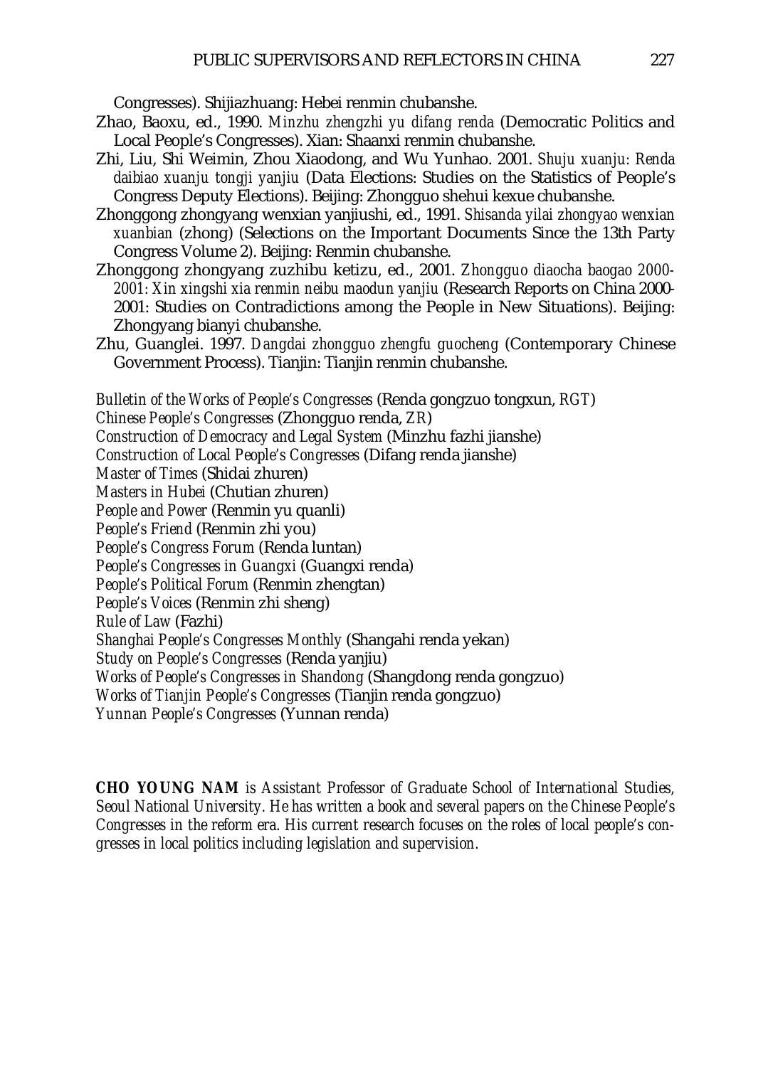Congresses). Shijiazhuang: Hebei renmin chubanshe.

Zhao, Baoxu, ed., 1990. *Minzhu zhengzhi yu difang renda* (Democratic Politics and Local People's Congresses). Xian: Shaanxi renmin chubanshe.

Zhi, Liu, Shi Weimin, Zhou Xiaodong, and Wu Yunhao. 2001. *Shuju xuanju: Renda daibiao xuanju tongji yanjiu* (Data Elections: Studies on the Statistics of People's Congress Deputy Elections). Beijing: Zhongguo shehui kexue chubanshe.

Zhonggong zhongyang wenxian yanjiushi, ed., 1991. *Shisanda yilai zhongyao wenxian xuanbian* (zhong) (Selections on the Important Documents Since the 13th Party Congress Volume 2). Beijing: Renmin chubanshe.

Zhonggong zhongyang zuzhibu ketizu, ed., 2001. *Zhongguo diaocha baogao 2000-2001: Xin xingshi xia renmin neibu maodun yanjiu* (Research Reports on China 2000-2001: Studies on Contradictions among the People in New Situations). Beijing: Zhongyang bianyi chubanshe.

Zhu, Guanglei. 1997. *Dangdai zhongguo zhengfu guocheng* (Contemporary Chinese Government Process). Tianjin: Tianjin renmin chubanshe.

*Bulletin of the Works of People's Congresses* (Renda gongzuo tongxun, *RGT*)
*Chinese People's Congresses* (Zhongguo renda, *ZR*)
*Construction of Democracy and Legal System* (Minzhu fazhi jianshe)
*Construction of Local People's Congresses* (Difang renda jianshe)
*Master of Times* (Shidai zhuren)
*Masters in Hubei* (Chutian zhuren)
*People and Power* (Renmin yu quanli)
*People's Friend* (Renmin zhi you)
*People's Congress Forum* (Renda luntan)
*People's Congresses in Guangxi* (Guangxi renda)
*People's Political Forum* (Renmin zhengtan)
*People's Voices* (Renmin zhi sheng)
*Rule of Law* (Fazhi)
*Shanghai People's Congresses Monthly* (Shangahi renda yekan)
*Study on People's Congresses* (Renda yanjiu)
*Works of People's Congresses in Shandong* (Shangdong renda gongzuo)
*Works of Tianjin People's Congresses* (Tianjin renda gongzuo)
*Yunnan People's Congresses* (Yunnan renda)

***CHO YOUNG NAM*** *is Assistant Professor of Graduate School of International Studies, Seoul National University. He has written a book and several papers on the Chinese People's Congresses in the reform era. His current research focuses on the roles of local people's congresses in local politics including legislation and supervision.*